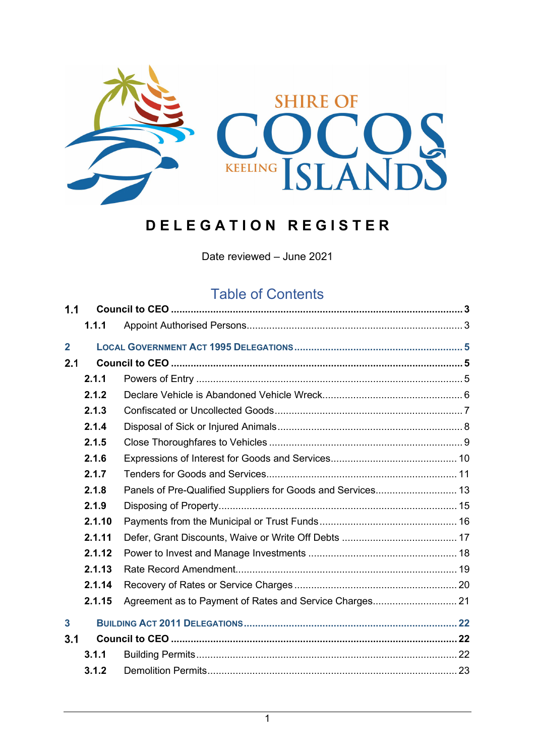SHIRE OF COCOS KEELING ISLANDS

# DELEGATION REGISTER

Date reviewed – June 2021

## Table of Contents

**1.1 Council to CEO** .......... **3**

- 1.1.1 Appoint Authorised Persons .......... 3

**2 LOCAL GOVERNMENT ACT 1995 DELEGATIONS** .......... **5**

**2.1 Council to CEO** .......... **5**

- 2.1.1 Powers of Entry .......... 5
- 2.1.2 Declare Vehicle is Abandoned Vehicle Wreck .......... 6
- 2.1.3 Confiscated or Uncollected Goods .......... 7
- 2.1.4 Disposal of Sick or Injured Animals .......... 8
- 2.1.5 Close Thoroughfares to Vehicles .......... 9
- 2.1.6 Expressions of Interest for Goods and Services .......... 10
- 2.1.7 Tenders for Goods and Services .......... 11
- 2.1.8 Panels of Pre-Qualified Suppliers for Goods and Services .......... 13
- 2.1.9 Disposing of Property .......... 15
- 2.1.10 Payments from the Municipal or Trust Funds .......... 16
- 2.1.11 Defer, Grant Discounts, Waive or Write Off Debts .......... 17
- 2.1.12 Power to Invest and Manage Investments .......... 18
- 2.1.13 Rate Record Amendment .......... 19
- 2.1.14 Recovery of Rates or Service Charges .......... 20
- 2.1.15 Agreement as to Payment of Rates and Service Charges .......... 21

**3 BUILDING ACT 2011 DELEGATIONS** .......... **22**

**3.1 Council to CEO** .......... **22**

- 3.1.1 Building Permits .......... 22
- 3.1.2 Demolition Permits .......... 23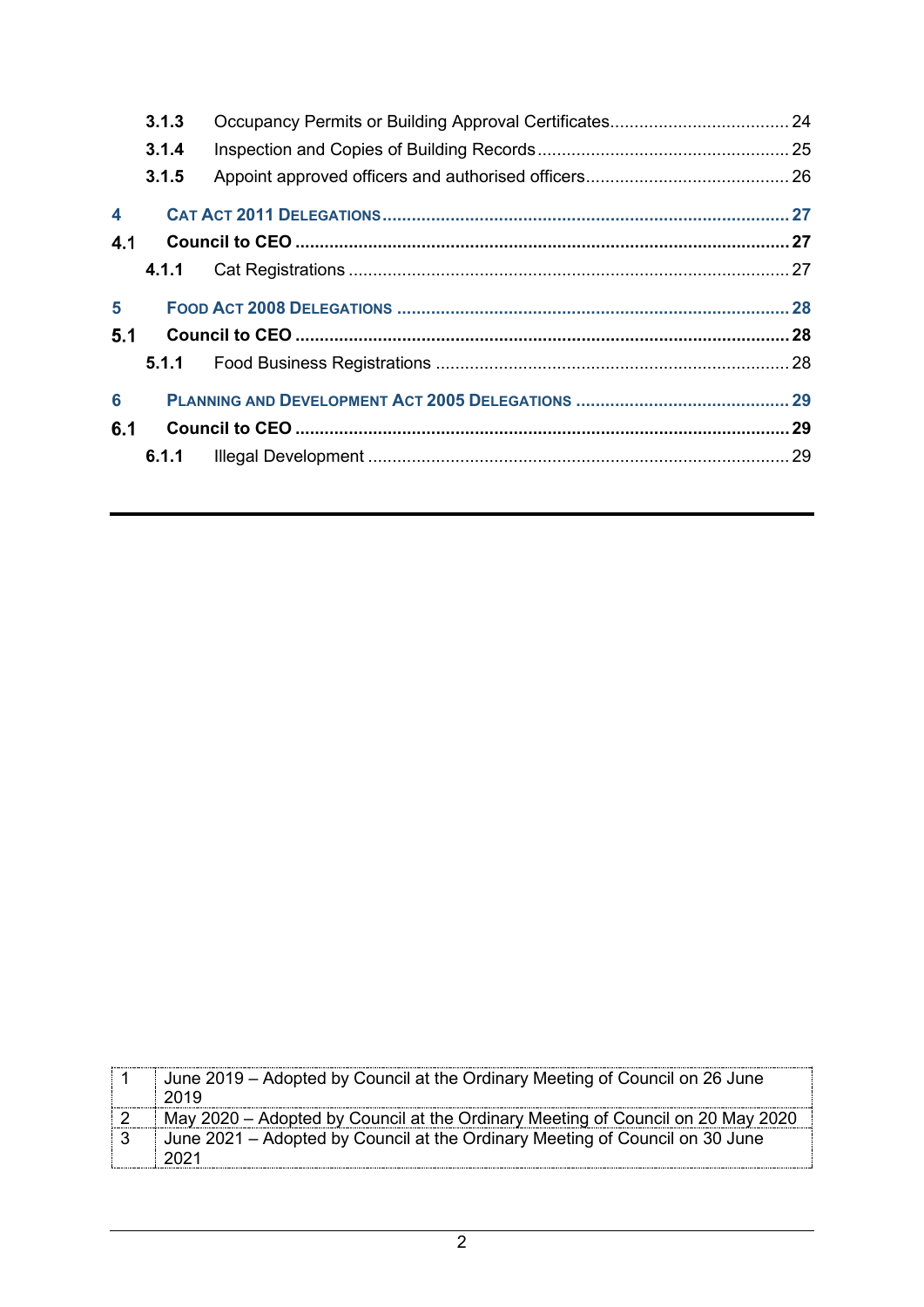3.1.3 Occupancy Permits or Building Approval Certificates ..................................... 24

3.1.4 Inspection and Copies of Building Records ..................................... 25

3.1.5 Appoint approved officers and authorised officers ..................................... 26

**4 CAT ACT 2011 DELEGATIONS ..................................... 27**

**4.1 Council to CEO ..................................... 27**

4.1.1 Cat Registrations ..................................... 27

**5 FOOD ACT 2008 DELEGATIONS ..................................... 28**

**5.1 Council to CEO ..................................... 28**

5.1.1 Food Business Registrations ..................................... 28

**6 PLANNING AND DEVELOPMENT ACT 2005 DELEGATIONS ..................................... 29**

**6.1 Council to CEO ..................................... 29**

6.1.1 Illegal Development ..................................... 29

---

| | |
|---|---|
| 1 | June 2019 – Adopted by Council at the Ordinary Meeting of Council on 26 June 2019 |
| 2 | May 2020 – Adopted by Council at the Ordinary Meeting of Council on 20 May 2020 |
| 3 | June 2021 – Adopted by Council at the Ordinary Meeting of Council on 30 June 2021 |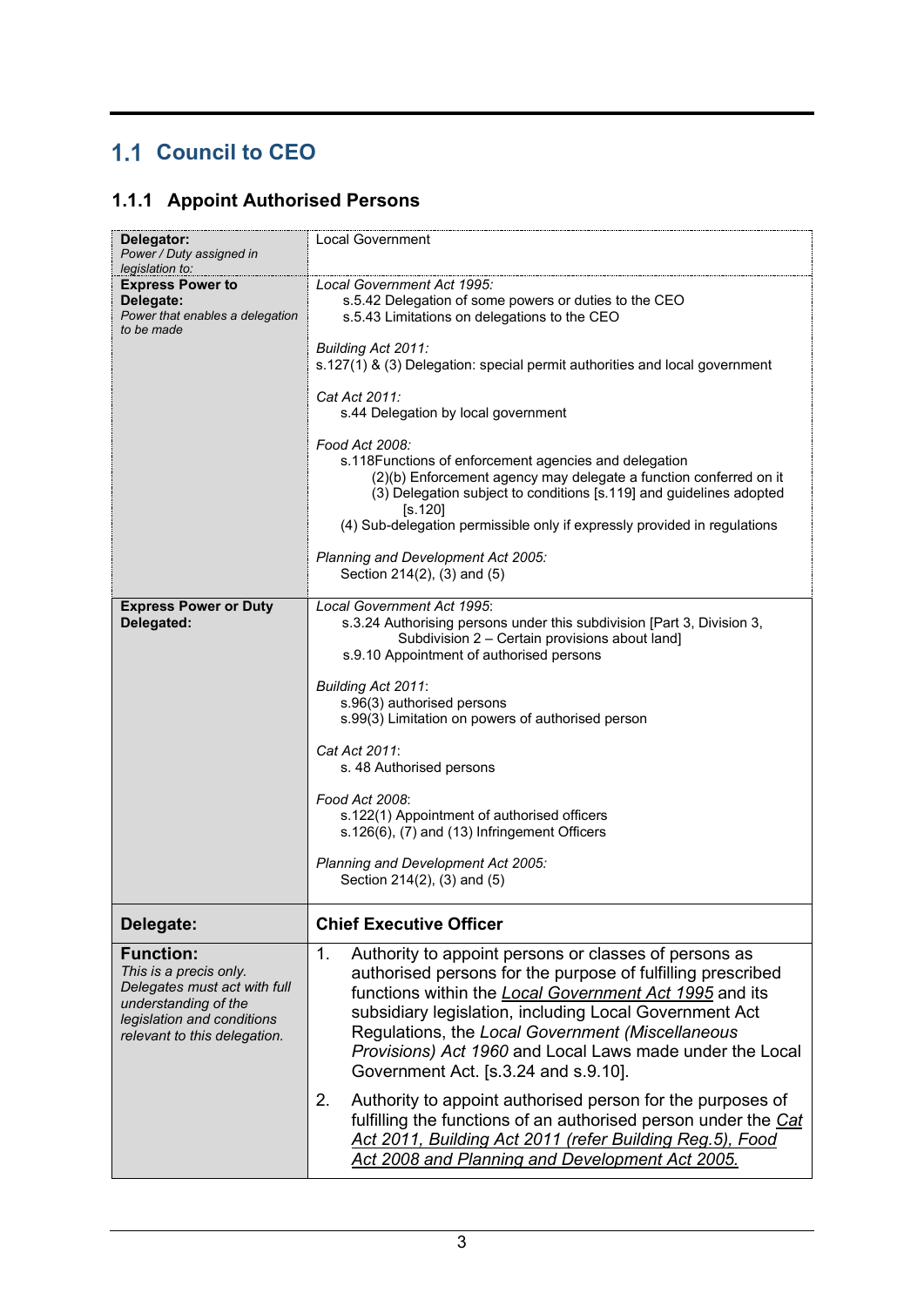## 1.1 Council to CEO

### 1.1.1 Appoint Authorised Persons

| | |
|---|---|
| **Delegator:**<br>*Power / Duty assigned in legislation to:* | Local Government |
| **Express Power to Delegate:**<br>*Power that enables a delegation to be made* | *Local Government Act 1995:*<br>s.5.42 Delegation of some powers or duties to the CEO<br>s.5.43 Limitations on delegations to the CEO<br><br>*Building Act 2011:*<br>s.127(1) & (3) Delegation: special permit authorities and local government<br><br>*Cat Act 2011:*<br>s.44 Delegation by local government<br><br>*Food Act 2008:*<br>s.118Functions of enforcement agencies and delegation<br>(2)(b) Enforcement agency may delegate a function conferred on it<br>(3) Delegation subject to conditions [s.119] and guidelines adopted [s.120]<br>(4) Sub-delegation permissible only if expressly provided in regulations<br><br>*Planning and Development Act 2005:*<br>Section 214(2), (3) and (5) |
| **Express Power or Duty Delegated:** | *Local Government Act 1995*:<br>s.3.24 Authorising persons under this subdivision [Part 3, Division 3, Subdivision 2 – Certain provisions about land]<br>s.9.10 Appointment of authorised persons<br><br>*Building Act 2011*:<br>s.96(3) authorised persons<br>s.99(3) Limitation on powers of authorised person<br><br>*Cat Act 2011*:<br>s. 48 Authorised persons<br><br>*Food Act 2008*:<br>s.122(1) Appointment of authorised officers<br>s.126(6), (7) and (13) Infringement Officers<br><br>*Planning and Development Act 2005:*<br>Section 214(2), (3) and (5) |
| **Delegate:** | **Chief Executive Officer** |
| **Function:**<br>*This is a precis only. Delegates must act with full understanding of the legislation and conditions relevant to this delegation.* | 1. Authority to appoint persons or classes of persons as authorised persons for the purpose of fulfilling prescribed functions within the *Local Government Act 1995* and its subsidiary legislation, including Local Government Act Regulations, the *Local Government (Miscellaneous Provisions) Act 1960* and Local Laws made under the Local Government Act. [s.3.24 and s.9.10].<br><br>2. Authority to appoint authorised person for the purposes of fulfilling the functions of an authorised person under the *Cat Act 2011, Building Act 2011 (refer Building Reg.5), Food Act 2008 and Planning and Development Act 2005.* |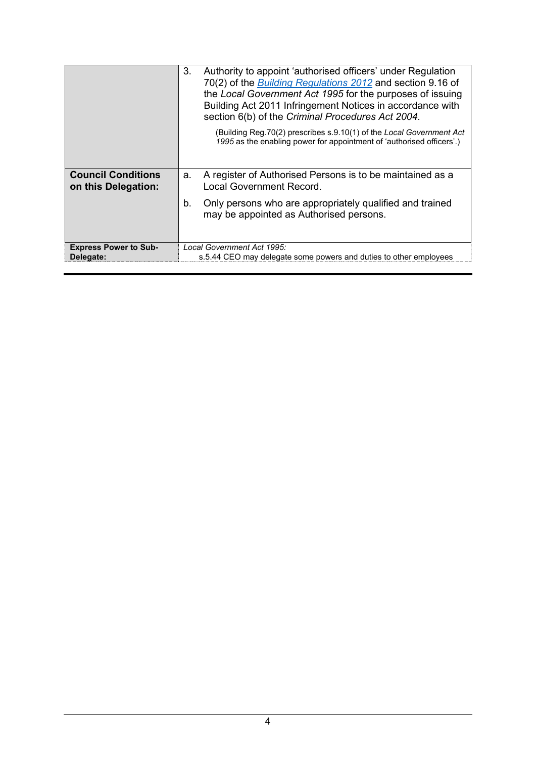| | |
|---|---|
| | 3. Authority to appoint 'authorised officers' under Regulation 70(2) of the *Building Regulations 2012* and section 9.16 of the *Local Government Act 1995* for the purposes of issuing Building Act 2011 Infringement Notices in accordance with section 6(b) of the *Criminal Procedures Act 2004*.<br><br>(Building Reg.70(2) prescribes s.9.10(1) of the *Local Government Act 1995* as the enabling power for appointment of 'authorised officers'.) |
| **Council Conditions on this Delegation:** | a. A register of Authorised Persons is to be maintained as a Local Government Record.<br><br>b. Only persons who are appropriately qualified and trained may be appointed as Authorised persons. |
| **Express Power to Sub-Delegate:** | *Local Government Act 1995:*<br>s.5.44 CEO may delegate some powers and duties to other employees |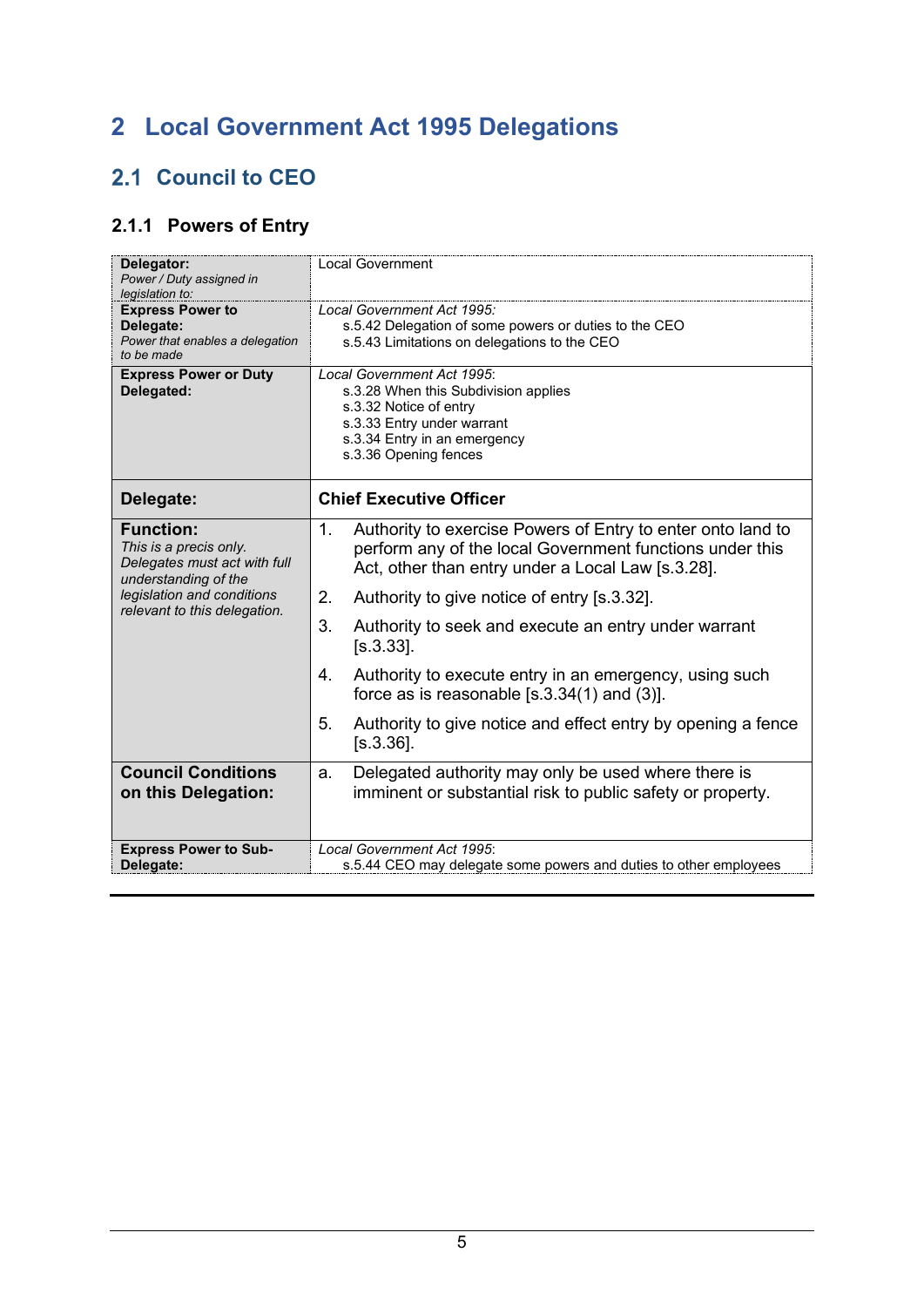# 2 Local Government Act 1995 Delegations

## 2.1 Council to CEO

### 2.1.1 Powers of Entry

| | |
|---|---|
| **Delegator:** *Power / Duty assigned in legislation to:* | Local Government |
| **Express Power to Delegate:** *Power that enables a delegation to be made* | *Local Government Act 1995:* s.5.42 Delegation of some powers or duties to the CEO; s.5.43 Limitations on delegations to the CEO |
| **Express Power or Duty Delegated:** | *Local Government Act 1995*: s.3.28 When this Subdivision applies; s.3.32 Notice of entry; s.3.33 Entry under warrant; s.3.34 Entry in an emergency; s.3.36 Opening fences |
| **Delegate:** | **Chief Executive Officer** |
| **Function:** *This is a precis only. Delegates must act with full understanding of the legislation and conditions relevant to this delegation.* | 1. Authority to exercise Powers of Entry to enter onto land to perform any of the local Government functions under this Act, other than entry under a Local Law [s.3.28]. 2. Authority to give notice of entry [s.3.32]. 3. Authority to seek and execute an entry under warrant [s.3.33]. 4. Authority to execute entry in an emergency, using such force as is reasonable [s.3.34(1) and (3)]. 5. Authority to give notice and effect entry by opening a fence [s.3.36]. |
| **Council Conditions on this Delegation:** | a. Delegated authority may only be used where there is imminent or substantial risk to public safety or property. |
| **Express Power to Sub-Delegate:** | *Local Government Act 1995*: s.5.44 CEO may delegate some powers and duties to other employees |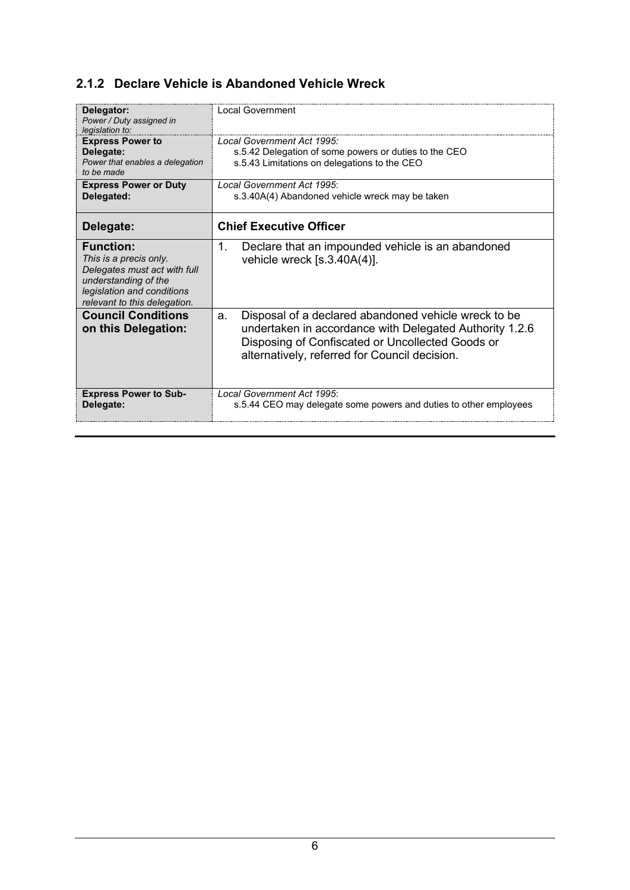## 2.1.2 Declare Vehicle is Abandoned Vehicle Wreck

| | |
|---|---|
| **Delegator:** *Power / Duty assigned in legislation to:* | Local Government |
| **Express Power to Delegate:** *Power that enables a delegation to be made* | *Local Government Act 1995:* s.5.42 Delegation of some powers or duties to the CEO; s.5.43 Limitations on delegations to the CEO |
| **Express Power or Duty Delegated:** | *Local Government Act 1995*: s.3.40A(4) Abandoned vehicle wreck may be taken |
| **Delegate:** | **Chief Executive Officer** |
| **Function:** *This is a precis only. Delegates must act with full understanding of the legislation and conditions relevant to this delegation.* | 1. Declare that an impounded vehicle is an abandoned vehicle wreck [s.3.40A(4)]. |
| **Council Conditions on this Delegation:** | a. Disposal of a declared abandoned vehicle wreck to be undertaken in accordance with Delegated Authority 1.2.6 Disposing of Confiscated or Uncollected Goods or alternatively, referred for Council decision. |
| **Express Power to Sub-Delegate:** | *Local Government Act 1995*: s.5.44 CEO may delegate some powers and duties to other employees |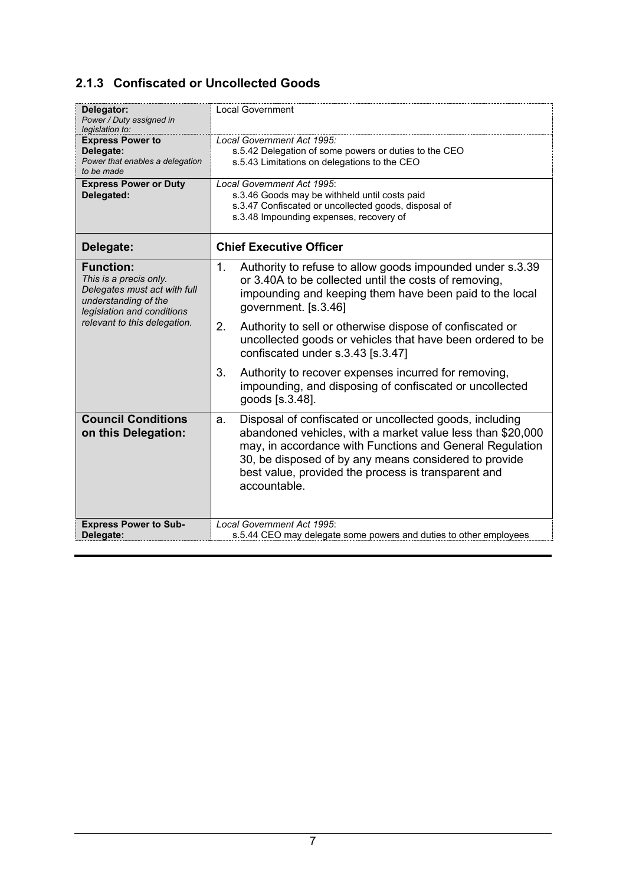### 2.1.3 Confiscated or Uncollected Goods

| | |
|---|---|
| **Delegator:** *Power / Duty assigned in legislation to:* | Local Government |
| **Express Power to Delegate:** *Power that enables a delegation to be made* | *Local Government Act 1995:* s.5.42 Delegation of some powers or duties to the CEO s.5.43 Limitations on delegations to the CEO |
| **Express Power or Duty Delegated:** | *Local Government Act 1995*: s.3.46 Goods may be withheld until costs paid s.3.47 Confiscated or uncollected goods, disposal of s.3.48 Impounding expenses, recovery of |
| **Delegate:** | **Chief Executive Officer** |
| **Function:** *This is a precis only. Delegates must act with full understanding of the legislation and conditions relevant to this delegation.* | 1. Authority to refuse to allow goods impounded under s.3.39 or 3.40A to be collected until the costs of removing, impounding and keeping them have been paid to the local government. [s.3.46]<br>2. Authority to sell or otherwise dispose of confiscated or uncollected goods or vehicles that have been ordered to be confiscated under s.3.43 [s.3.47]<br>3. Authority to recover expenses incurred for removing, impounding, and disposing of confiscated or uncollected goods [s.3.48]. |
| **Council Conditions on this Delegation:** | a. Disposal of confiscated or uncollected goods, including abandoned vehicles, with a market value less than $20,000 may, in accordance with Functions and General Regulation 30, be disposed of by any means considered to provide best value, provided the process is transparent and accountable. |
| **Express Power to Sub-Delegate:** | *Local Government Act 1995*: s.5.44 CEO may delegate some powers and duties to other employees |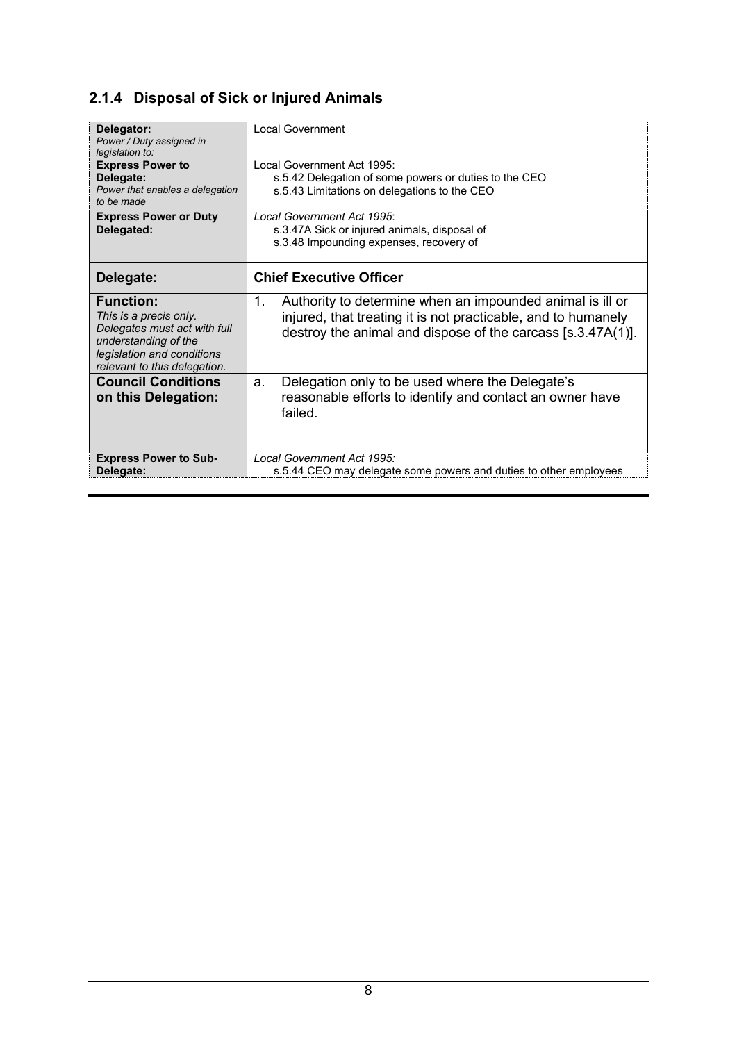### 2.1.4 Disposal of Sick or Injured Animals

| | |
|---|---|
| **Delegator:** *Power / Duty assigned in legislation to:* | Local Government |
| **Express Power to Delegate:** *Power that enables a delegation to be made* | Local Government Act 1995: s.5.42 Delegation of some powers or duties to the CEO; s.5.43 Limitations on delegations to the CEO |
| **Express Power or Duty Delegated:** | *Local Government Act 1995*: s.3.47A Sick or injured animals, disposal of; s.3.48 Impounding expenses, recovery of |
| **Delegate:** | **Chief Executive Officer** |
| **Function:** *This is a precis only. Delegates must act with full understanding of the legislation and conditions relevant to this delegation.* | 1. Authority to determine when an impounded animal is ill or injured, that treating it is not practicable, and to humanely destroy the animal and dispose of the carcass [s.3.47A(1)]. |
| **Council Conditions on this Delegation:** | a. Delegation only to be used where the Delegate's reasonable efforts to identify and contact an owner have failed. |
| **Express Power to Sub-Delegate:** | *Local Government Act 1995:* s.5.44 CEO may delegate some powers and duties to other employees |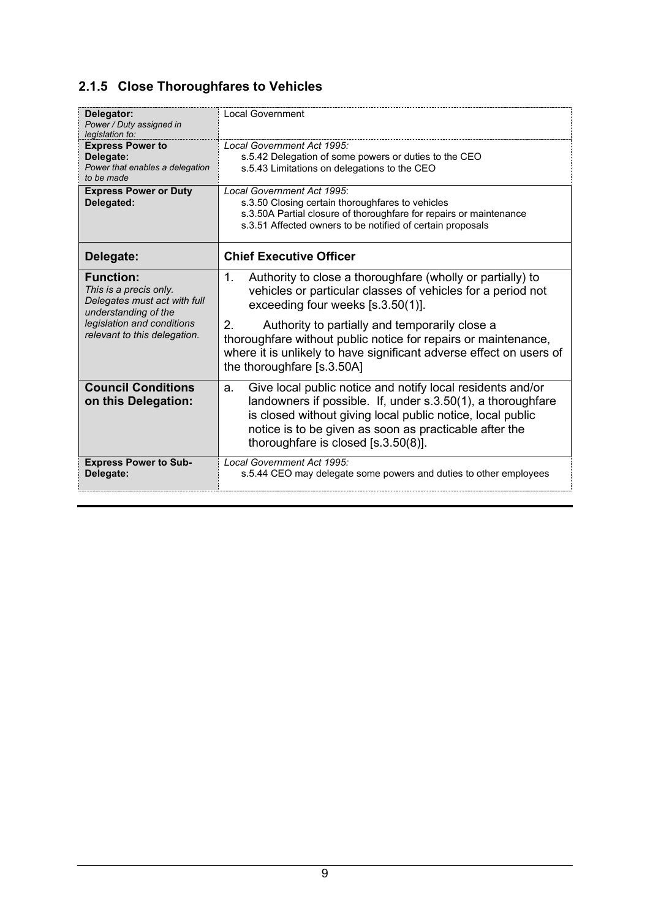### 2.1.5 Close Thoroughfares to Vehicles

| | |
|---|---|
| **Delegator:**<br>*Power / Duty assigned in legislation to:* | Local Government |
| **Express Power to Delegate:**<br>*Power that enables a delegation to be made* | *Local Government Act 1995:*<br>s.5.42 Delegation of some powers or duties to the CEO<br>s.5.43 Limitations on delegations to the CEO |
| **Express Power or Duty Delegated:** | *Local Government Act 1995*:<br>s.3.50 Closing certain thoroughfares to vehicles<br>s.3.50A Partial closure of thoroughfare for repairs or maintenance<br>s.3.51 Affected owners to be notified of certain proposals |
| **Delegate:** | **Chief Executive Officer** |
| **Function:**<br>*This is a precis only. Delegates must act with full understanding of the legislation and conditions relevant to this delegation.* | 1. Authority to close a thoroughfare (wholly or partially) to vehicles or particular classes of vehicles for a period not exceeding four weeks [s.3.50(1)].<br>2. Authority to partially and temporarily close a thoroughfare without public notice for repairs or maintenance, where it is unlikely to have significant adverse effect on users of the thoroughfare [s.3.50A] |
| **Council Conditions on this Delegation:** | a. Give local public notice and notify local residents and/or landowners if possible. If, under s.3.50(1), a thoroughfare is closed without giving local public notice, local public notice is to be given as soon as practicable after the thoroughfare is closed [s.3.50(8)]. |
| **Express Power to Sub-Delegate:** | *Local Government Act 1995:*<br>s.5.44 CEO may delegate some powers and duties to other employees |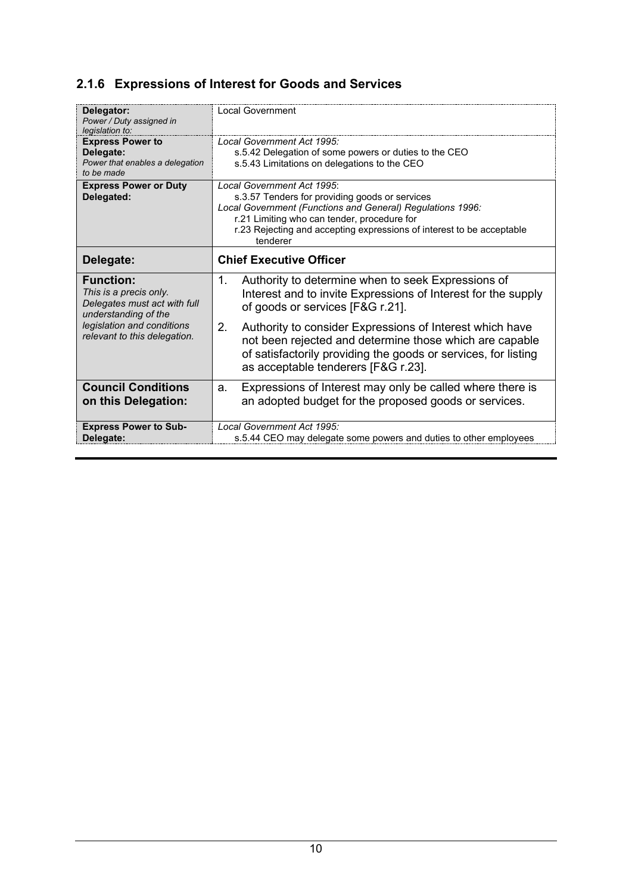### 2.1.6 Expressions of Interest for Goods and Services

| | |
|---|---|
| **Delegator:** *Power / Duty assigned in legislation to:* | Local Government |
| **Express Power to Delegate:** *Power that enables a delegation to be made* | *Local Government Act 1995:*<br>s.5.42 Delegation of some powers or duties to the CEO<br>s.5.43 Limitations on delegations to the CEO |
| **Express Power or Duty Delegated:** | *Local Government Act 1995*:<br>s.3.57 Tenders for providing goods or services<br>*Local Government (Functions and General) Regulations 1996:*<br>r.21 Limiting who can tender, procedure for<br>r.23 Rejecting and accepting expressions of interest to be acceptable tenderer |
| **Delegate:** | **Chief Executive Officer** |
| **Function:** *This is a precis only. Delegates must act with full understanding of the legislation and conditions relevant to this delegation.* | 1. Authority to determine when to seek Expressions of Interest and to invite Expressions of Interest for the supply of goods or services [F&G r.21].<br>2. Authority to consider Expressions of Interest which have not been rejected and determine those which are capable of satisfactorily providing the goods or services, for listing as acceptable tenderers [F&G r.23]. |
| **Council Conditions on this Delegation:** | a. Expressions of Interest may only be called where there is an adopted budget for the proposed goods or services. |
| **Express Power to Sub-Delegate:** | *Local Government Act 1995:*<br>s.5.44 CEO may delegate some powers and duties to other employees |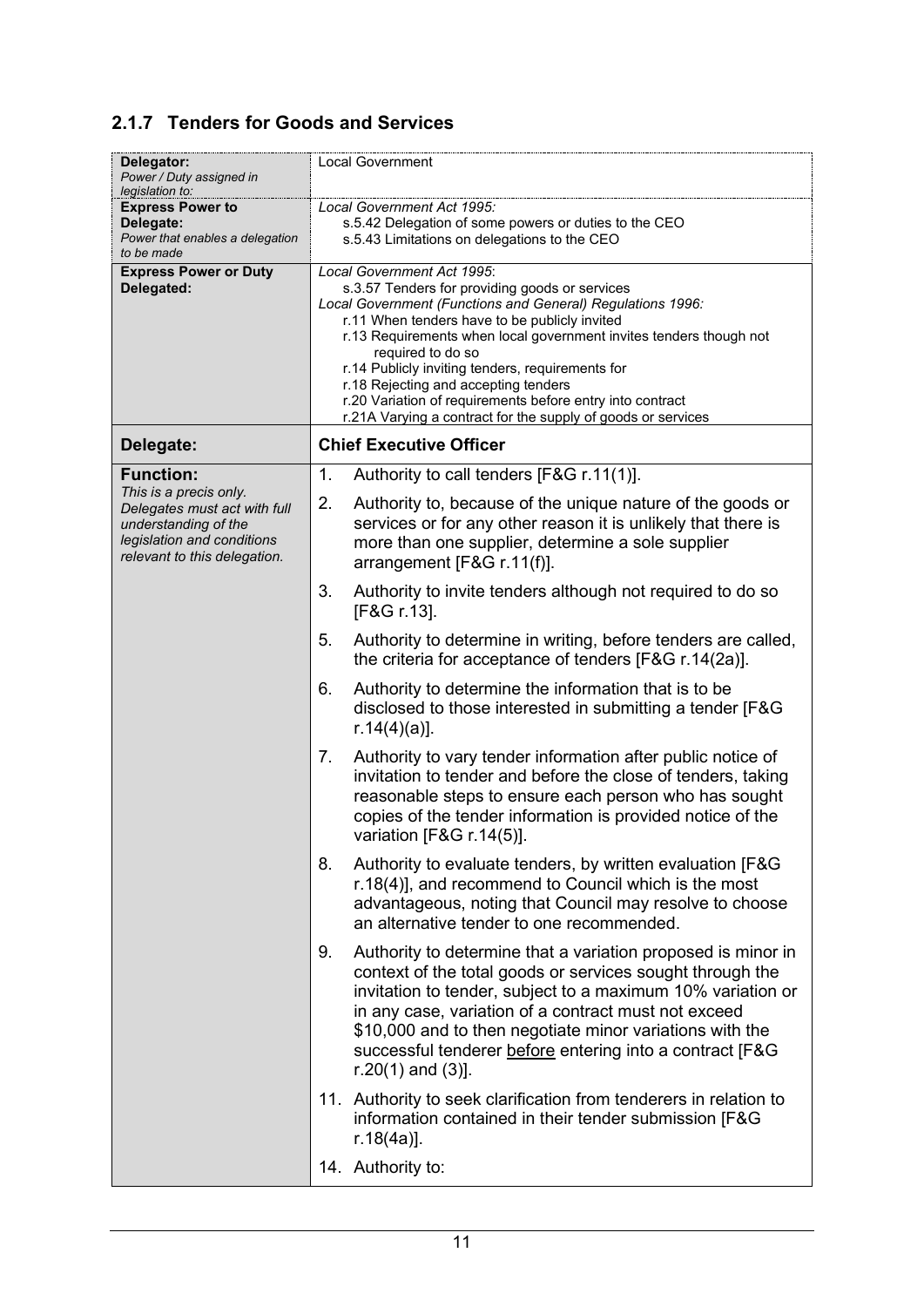### 2.1.7 Tenders for Goods and Services

| | |
|---|---|
| **Delegator:** *Power / Duty assigned in legislation to:* | Local Government |
| **Express Power to Delegate:** *Power that enables a delegation to be made* | *Local Government Act 1995:* s.5.42 Delegation of some powers or duties to the CEO; s.5.43 Limitations on delegations to the CEO |
| **Express Power or Duty Delegated:** | *Local Government Act 1995*: s.3.57 Tenders for providing goods or services; *Local Government (Functions and General) Regulations 1996:* r.11 When tenders have to be publicly invited; r.13 Requirements when local government invites tenders though not required to do so; r.14 Publicly inviting tenders, requirements for; r.18 Rejecting and accepting tenders; r.20 Variation of requirements before entry into contract; r.21A Varying a contract for the supply of goods or services |
| **Delegate:** | **Chief Executive Officer** |
| **Function:** *This is a precis only. Delegates must act with full understanding of the legislation and conditions relevant to this delegation.* | 1. Authority to call tenders [F&G r.11(1)].<br><br>2. Authority to, because of the unique nature of the goods or services or for any other reason it is unlikely that there is more than one supplier, determine a sole supplier arrangement [F&G r.11(f)].<br><br>3. Authority to invite tenders although not required to do so [F&G r.13].<br><br>5. Authority to determine in writing, before tenders are called, the criteria for acceptance of tenders [F&G r.14(2a)].<br><br>6. Authority to determine the information that is to be disclosed to those interested in submitting a tender [F&G r.14(4)(a)].<br><br>7. Authority to vary tender information after public notice of invitation to tender and before the close of tenders, taking reasonable steps to ensure each person who has sought copies of the tender information is provided notice of the variation [F&G r.14(5)].<br><br>8. Authority to evaluate tenders, by written evaluation [F&G r.18(4)], and recommend to Council which is the most advantageous, noting that Council may resolve to choose an alternative tender to one recommended.<br><br>9. Authority to determine that a variation proposed is minor in context of the total goods or services sought through the invitation to tender, subject to a maximum 10% variation or in any case, variation of a contract must not exceed $10,000 and to then negotiate minor variations with the successful tenderer <u>before</u> entering into a contract [F&G r.20(1) and (3)].<br><br>11. Authority to seek clarification from tenderers in relation to information contained in their tender submission [F&G r.18(4a)].<br><br>14. Authority to: |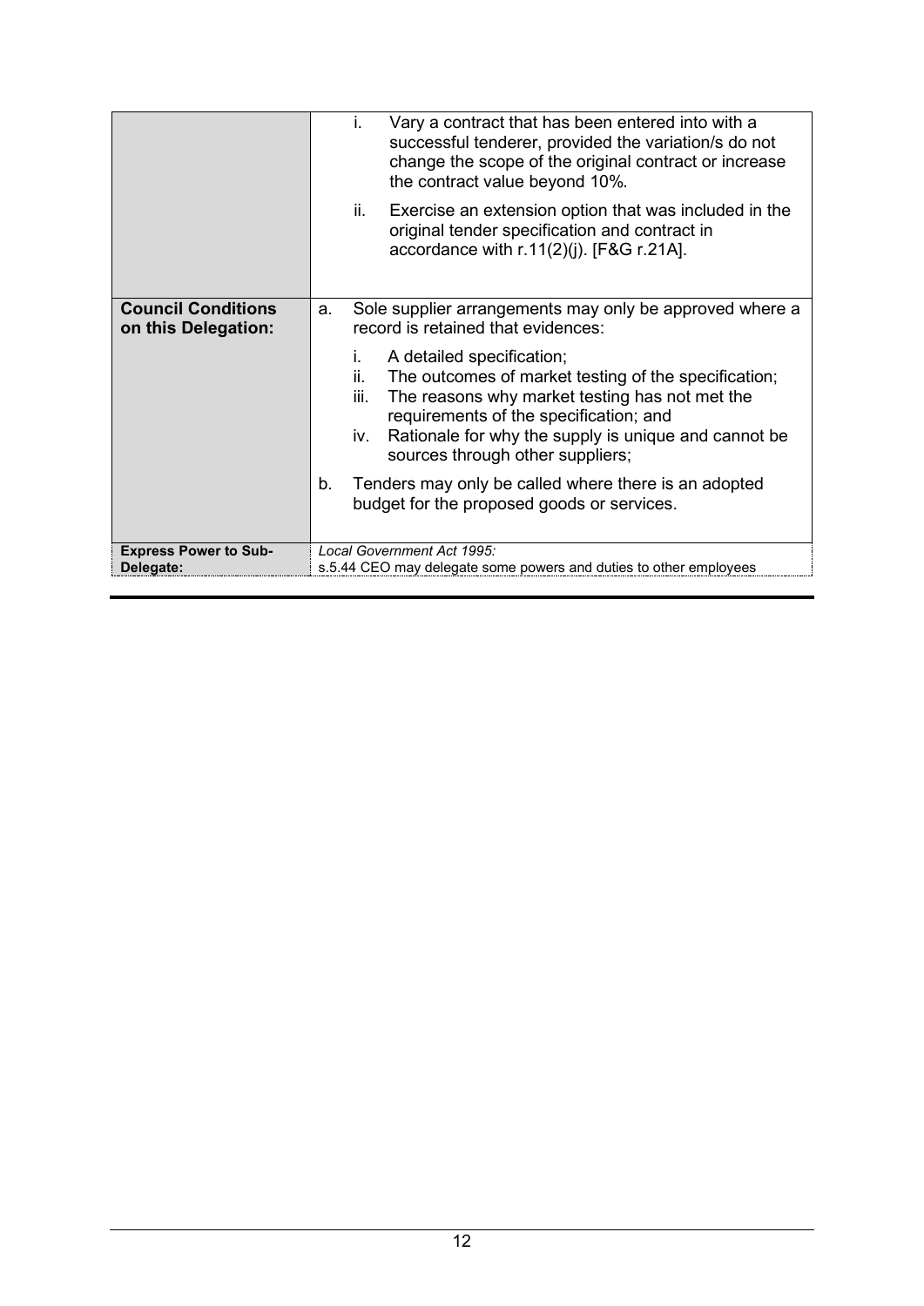| | |
|---|---|
| | i. Vary a contract that has been entered into with a successful tenderer, provided the variation/s do not change the scope of the original contract or increase the contract value beyond 10%.<br><br>ii. Exercise an extension option that was included in the original tender specification and contract in accordance with r.11(2)(j). [F&G r.21A]. |
| **Council Conditions on this Delegation:** | a. Sole supplier arrangements may only be approved where a record is retained that evidences:<br><br>i. A detailed specification;<br>ii. The outcomes of market testing of the specification;<br>iii. The reasons why market testing has not met the requirements of the specification; and<br>iv. Rationale for why the supply is unique and cannot be sources through other suppliers;<br><br>b. Tenders may only be called where there is an adopted budget for the proposed goods or services. |
| **Express Power to Sub-Delegate:** | *Local Government Act 1995:*<br>s.5.44 CEO may delegate some powers and duties to other employees |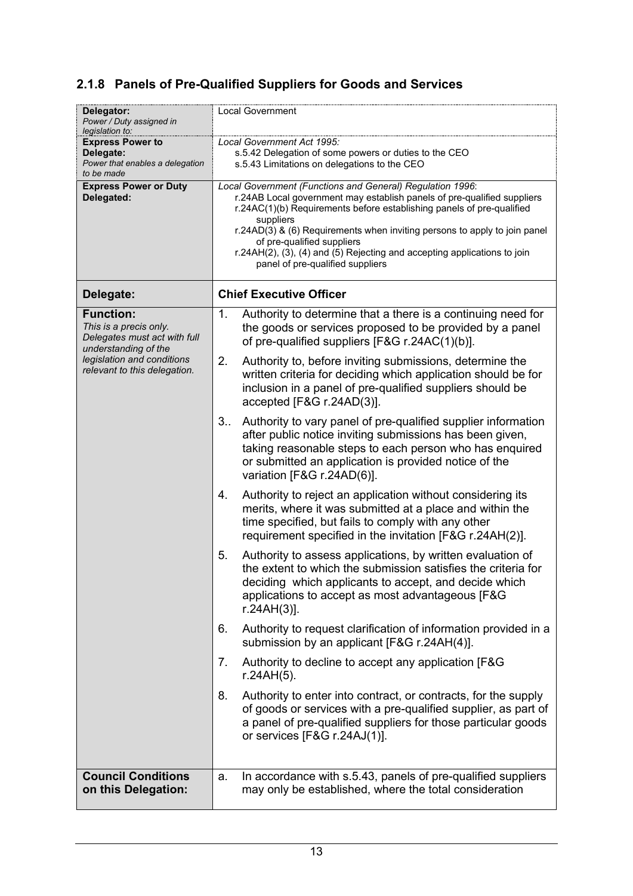### 2.1.8 Panels of Pre-Qualified Suppliers for Goods and Services

| | |
|---|---|
| **Delegator:** *Power / Duty assigned in legislation to:* | Local Government |
| **Express Power to Delegate:** *Power that enables a delegation to be made* | *Local Government Act 1995:* s.5.42 Delegation of some powers or duties to the CEO; s.5.43 Limitations on delegations to the CEO |
| **Express Power or Duty Delegated:** | *Local Government (Functions and General) Regulation 1996*: r.24AB Local government may establish panels of pre-qualified suppliers; r.24AC(1)(b) Requirements before establishing panels of pre-qualified suppliers; r.24AD(3) & (6) Requirements when inviting persons to apply to join panel of pre-qualified suppliers; r.24AH(2), (3), (4) and (5) Rejecting and accepting applications to join panel of pre-qualified suppliers |
| **Delegate:** | **Chief Executive Officer** |
| **Function:** *This is a precis only. Delegates must act with full understanding of the legislation and conditions relevant to this delegation.* | 1. Authority to determine that a there is a continuing need for the goods or services proposed to be provided by a panel of pre-qualified suppliers [F&G r.24AC(1)(b)].<br>2. Authority to, before inviting submissions, determine the written criteria for deciding which application should be for inclusion in a panel of pre-qualified suppliers should be accepted [F&G r.24AD(3)].<br>3.. Authority to vary panel of pre-qualified supplier information after public notice inviting submissions has been given, taking reasonable steps to each person who has enquired or submitted an application is provided notice of the variation [F&G r.24AD(6)].<br>4. Authority to reject an application without considering its merits, where it was submitted at a place and within the time specified, but fails to comply with any other requirement specified in the invitation [F&G r.24AH(2)].<br>5. Authority to assess applications, by written evaluation of the extent to which the submission satisfies the criteria for deciding which applicants to accept, and decide which applications to accept as most advantageous [F&G r.24AH(3)].<br>6. Authority to request clarification of information provided in a submission by an applicant [F&G r.24AH(4)].<br>7. Authority to decline to accept any application [F&G r.24AH(5).<br>8. Authority to enter into contract, or contracts, for the supply of goods or services with a pre-qualified supplier, as part of a panel of pre-qualified suppliers for those particular goods or services [F&G r.24AJ(1)]. |
| **Council Conditions on this Delegation:** | a. In accordance with s.5.43, panels of pre-qualified suppliers may only be established, where the total consideration |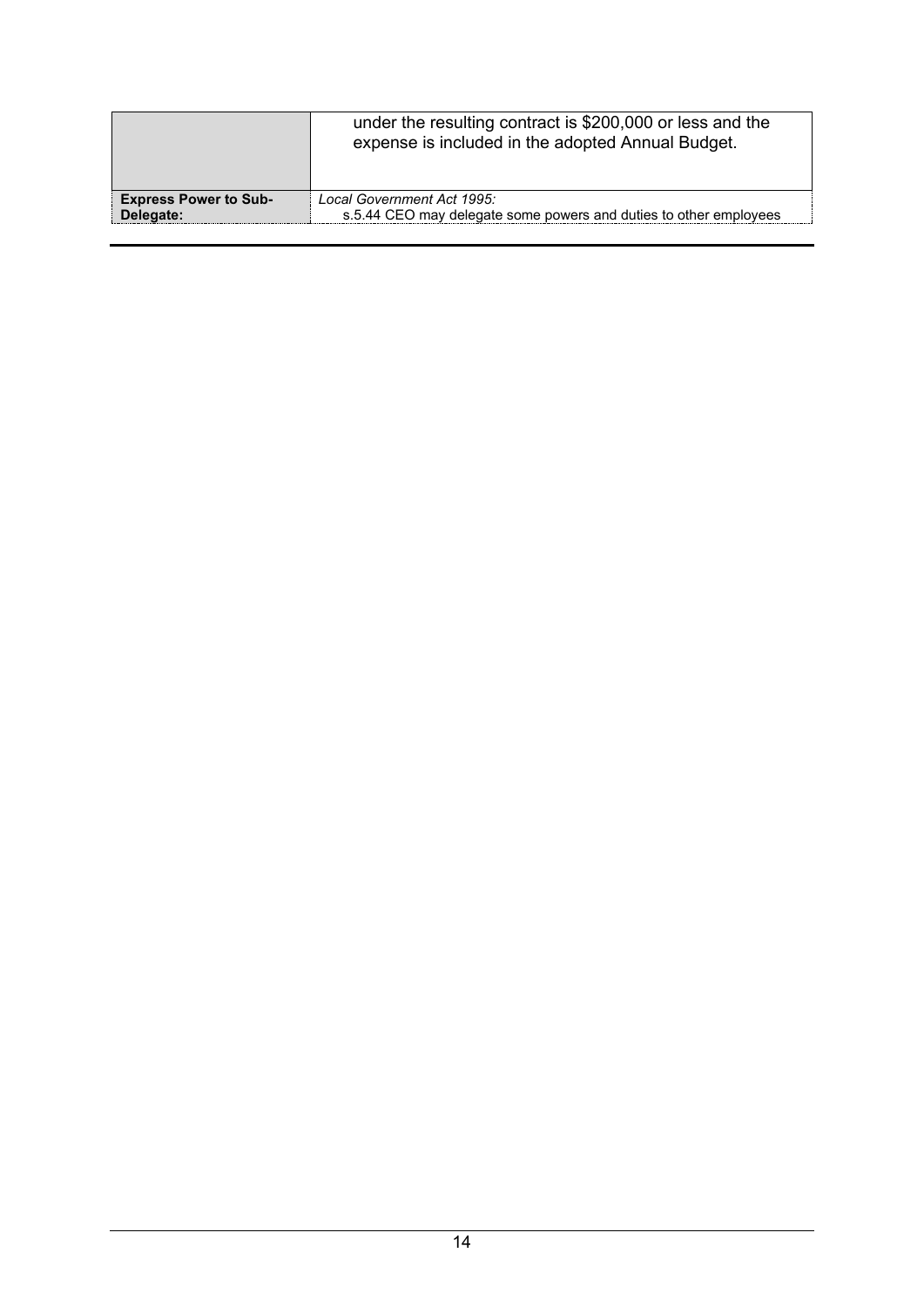|  |  |
|---|---|
|  | under the resulting contract is $200,000 or less and the expense is included in the adopted Annual Budget. |
| **Express Power to Sub-Delegate:** | *Local Government Act 1995:* s.5.44 CEO may delegate some powers and duties to other employees |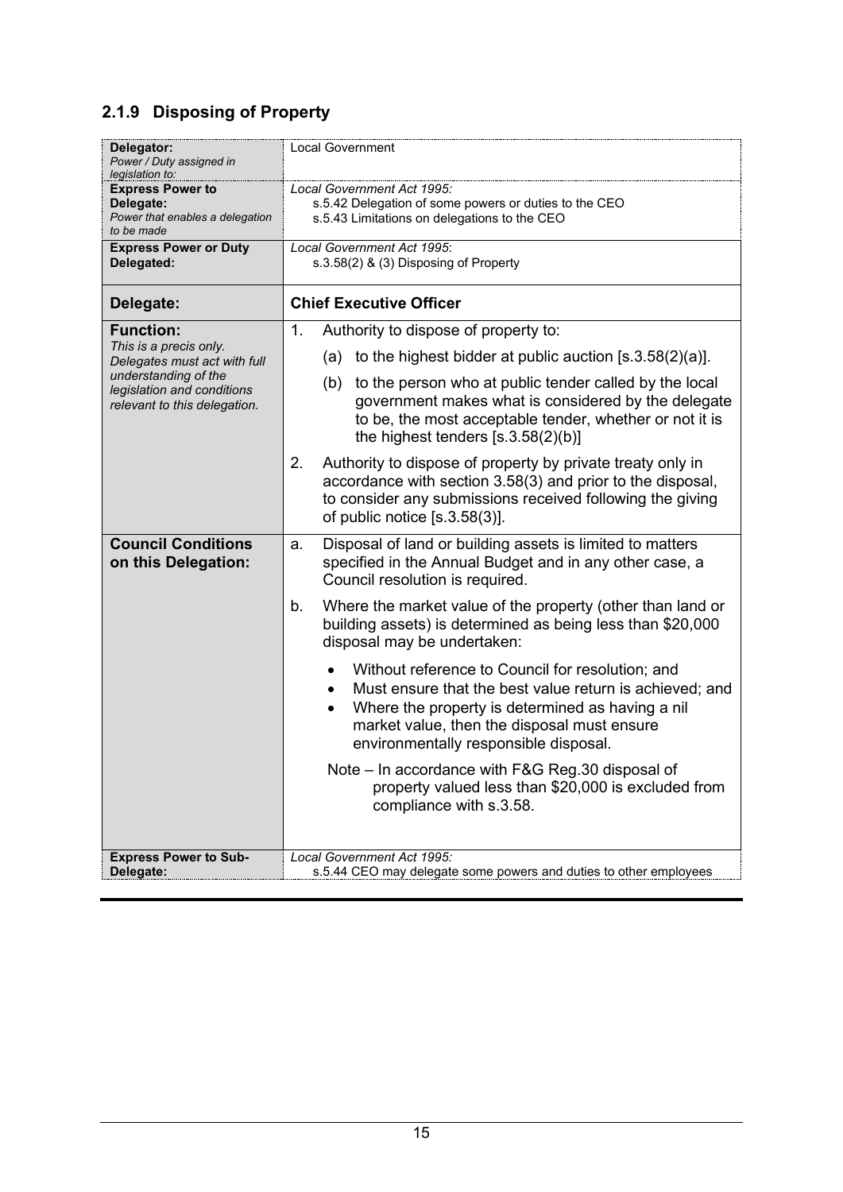## 2.1.9 Disposing of Property

| | |
|---|---|
| **Delegator:**<br>*Power / Duty assigned in legislation to:* | Local Government |
| **Express Power to Delegate:**<br>*Power that enables a delegation to be made* | *Local Government Act 1995:*<br>s.5.42 Delegation of some powers or duties to the CEO<br>s.5.43 Limitations on delegations to the CEO |
| **Express Power or Duty Delegated:** | *Local Government Act 1995*:<br>s.3.58(2) & (3) Disposing of Property |
| **Delegate:** | **Chief Executive Officer** |
| **Function:**<br>*This is a precis only. Delegates must act with full understanding of the legislation and conditions relevant to this delegation.* | 1. Authority to dispose of property to:<br>(a) to the highest bidder at public auction [s.3.58(2)(a)].<br>(b) to the person who at public tender called by the local government makes what is considered by the delegate to be, the most acceptable tender, whether or not it is the highest tenders [s.3.58(2)(b)]<br>2. Authority to dispose of property by private treaty only in accordance with section 3.58(3) and prior to the disposal, to consider any submissions received following the giving of public notice [s.3.58(3)]. |
| **Council Conditions on this Delegation:** | a. Disposal of land or building assets is limited to matters specified in the Annual Budget and in any other case, a Council resolution is required.<br>b. Where the market value of the property (other than land or building assets) is determined as being less than $20,000 disposal may be undertaken:<br>• Without reference to Council for resolution; and<br>• Must ensure that the best value return is achieved; and<br>• Where the property is determined as having a nil market value, then the disposal must ensure environmentally responsible disposal.<br>Note – In accordance with F&G Reg.30 disposal of property valued less than $20,000 is excluded from compliance with s.3.58. |
| **Express Power to Sub-Delegate:** | *Local Government Act 1995:*<br>s.5.44 CEO may delegate some powers and duties to other employees |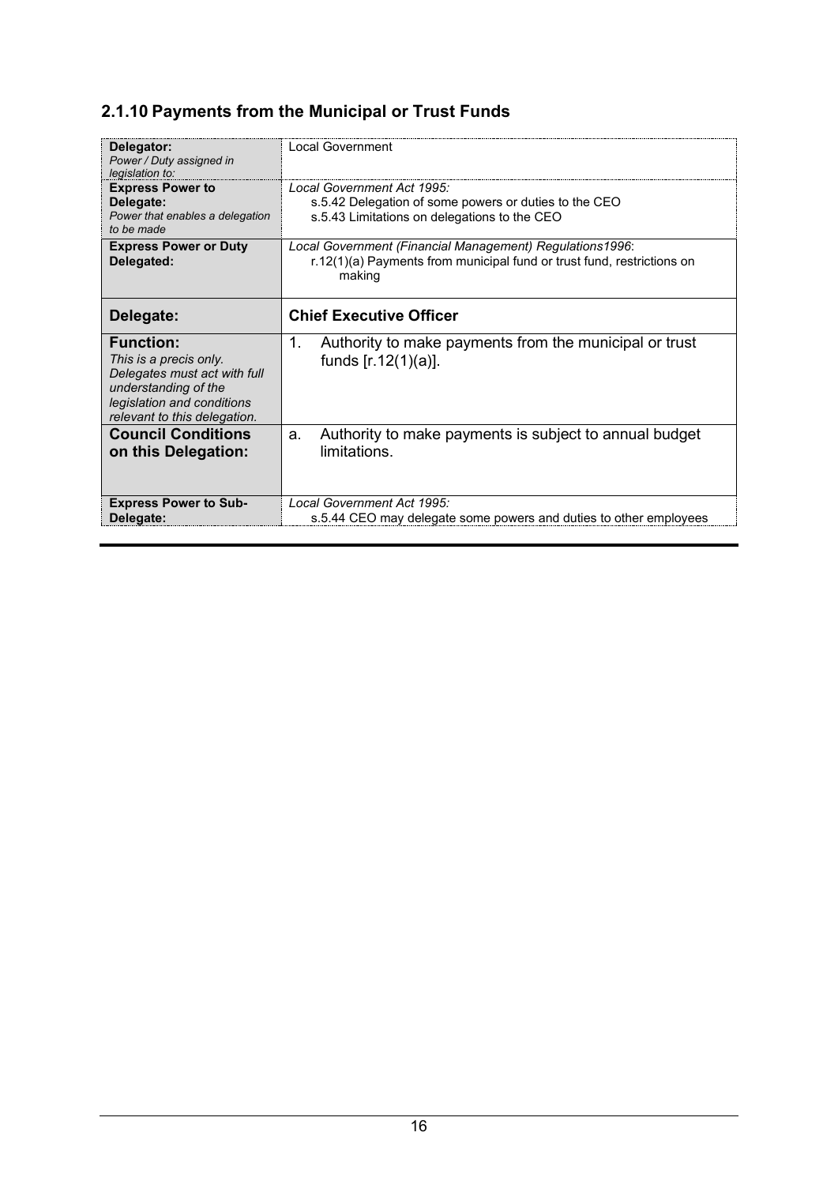## 2.1.10 Payments from the Municipal or Trust Funds

| | |
|---|---|
| **Delegator:** *Power / Duty assigned in legislation to:* | Local Government |
| **Express Power to Delegate:** *Power that enables a delegation to be made* | *Local Government Act 1995:* s.5.42 Delegation of some powers or duties to the CEO; s.5.43 Limitations on delegations to the CEO |
| **Express Power or Duty Delegated:** | *Local Government (Financial Management) Regulations1996*: r.12(1)(a) Payments from municipal fund or trust fund, restrictions on making |
| **Delegate:** | **Chief Executive Officer** |
| **Function:** *This is a precis only. Delegates must act with full understanding of the legislation and conditions relevant to this delegation.* | 1. Authority to make payments from the municipal or trust funds [r.12(1)(a)]. |
| **Council Conditions on this Delegation:** | a. Authority to make payments is subject to annual budget limitations. |
| **Express Power to Sub-Delegate:** | *Local Government Act 1995:* s.5.44 CEO may delegate some powers and duties to other employees |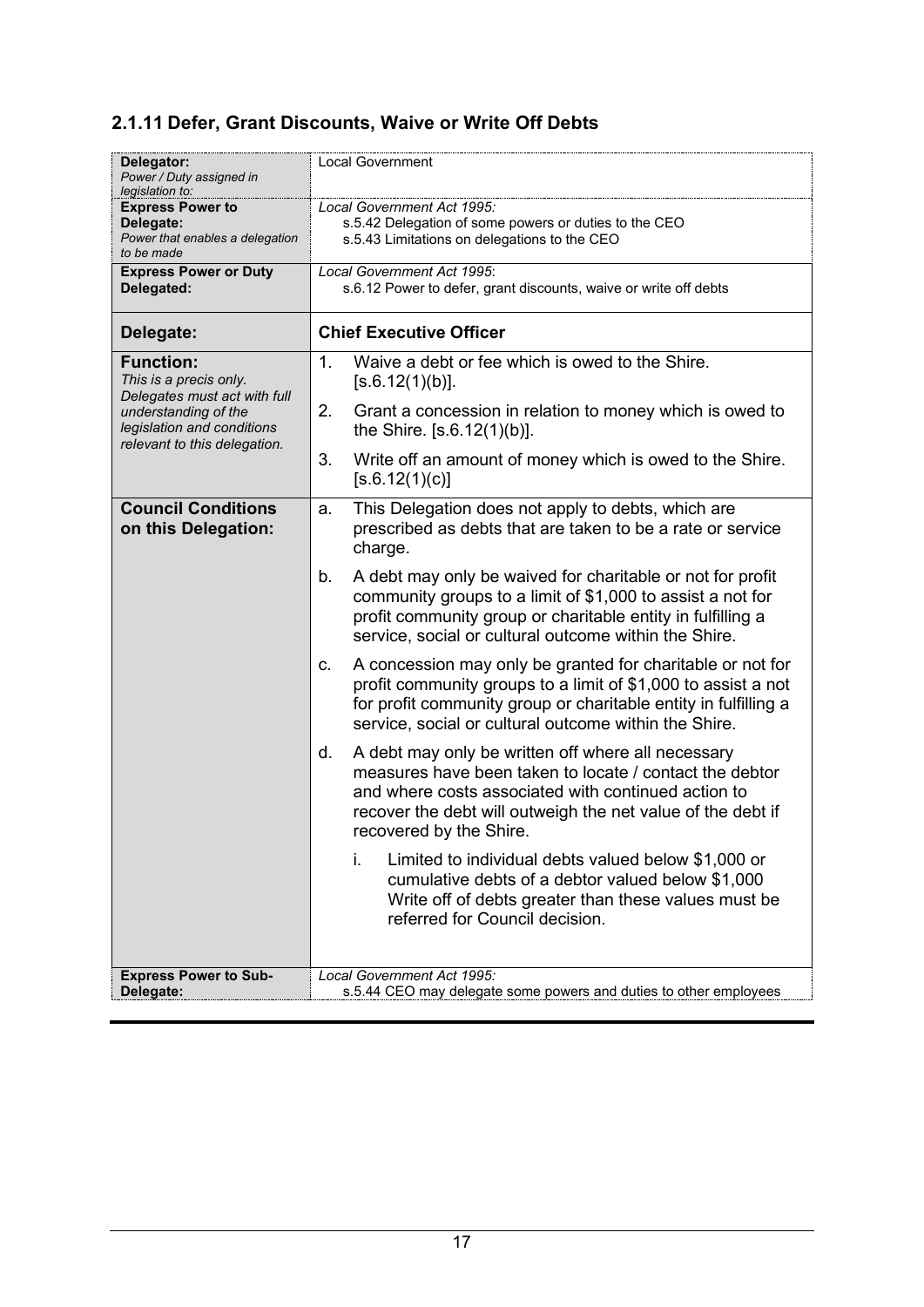## 2.1.11 Defer, Grant Discounts, Waive or Write Off Debts

| | |
|---|---|
| **Delegator:** *Power / Duty assigned in legislation to:* | Local Government |
| **Express Power to Delegate:** *Power that enables a delegation to be made* | *Local Government Act 1995:* s.5.42 Delegation of some powers or duties to the CEO; s.5.43 Limitations on delegations to the CEO |
| **Express Power or Duty Delegated:** | *Local Government Act 1995*: s.6.12 Power to defer, grant discounts, waive or write off debts |
| **Delegate:** | **Chief Executive Officer** |
| **Function:** *This is a precis only. Delegates must act with full understanding of the legislation and conditions relevant to this delegation.* | 1. Waive a debt or fee which is owed to the Shire. [s.6.12(1)(b)].<br>2. Grant a concession in relation to money which is owed to the Shire. [s.6.12(1)(b)].<br>3. Write off an amount of money which is owed to the Shire. [s.6.12(1)(c)] |
| **Council Conditions on this Delegation:** | a. This Delegation does not apply to debts, which are prescribed as debts that are taken to be a rate or service charge.<br>b. A debt may only be waived for charitable or not for profit community groups to a limit of $1,000 to assist a not for profit community group or charitable entity in fulfilling a service, social or cultural outcome within the Shire.<br>c. A concession may only be granted for charitable or not for profit community groups to a limit of $1,000 to assist a not for profit community group or charitable entity in fulfilling a service, social or cultural outcome within the Shire.<br>d. A debt may only be written off where all necessary measures have been taken to locate / contact the debtor and where costs associated with continued action to recover the debt will outweigh the net value of the debt if recovered by the Shire.<br>i. Limited to individual debts valued below $1,000 or cumulative debts of a debtor valued below $1,000 Write off of debts greater than these values must be referred for Council decision. |
| **Express Power to Sub-Delegate:** | *Local Government Act 1995:* s.5.44 CEO may delegate some powers and duties to other employees |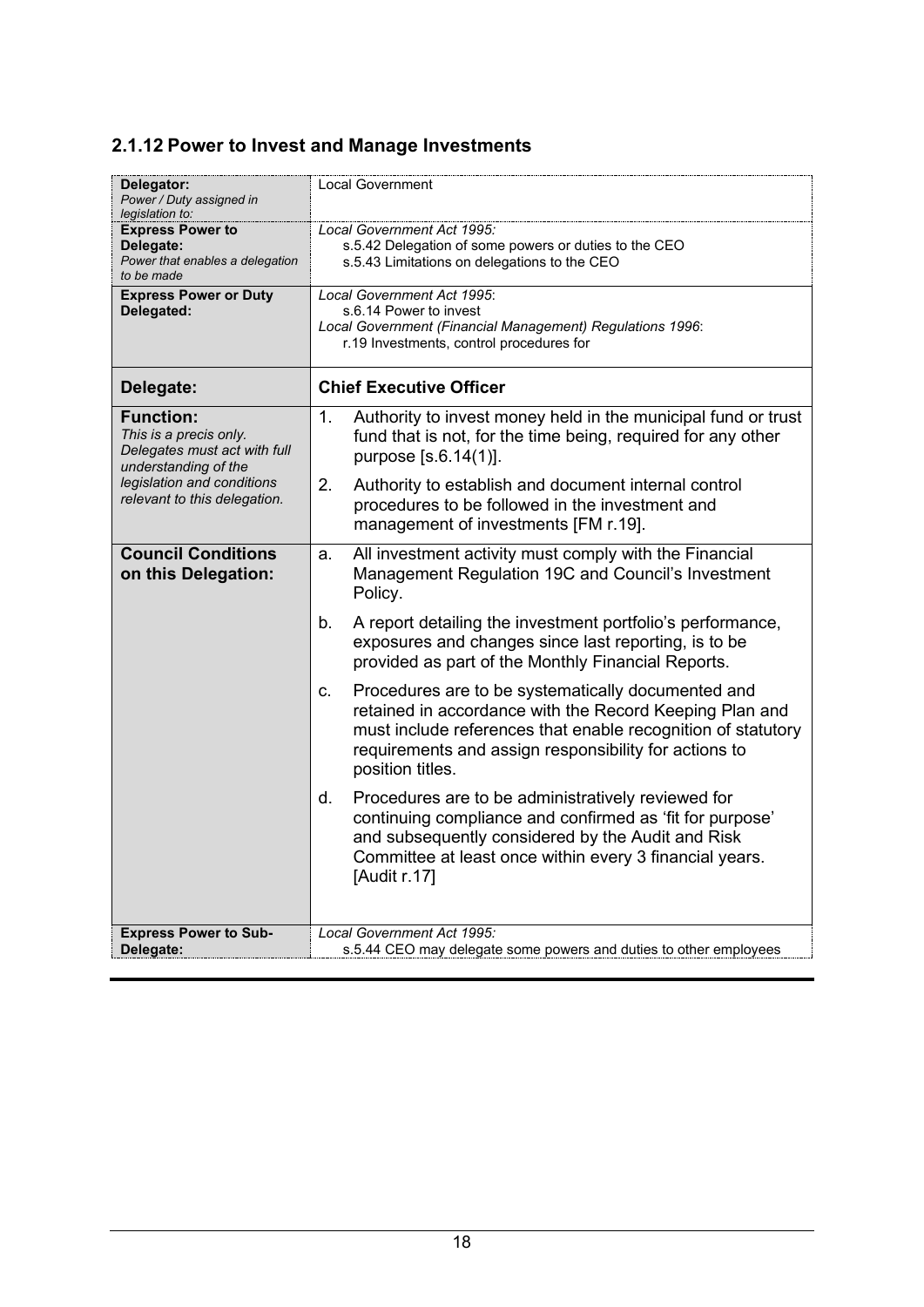### 2.1.12 Power to Invest and Manage Investments

| **Delegator:** *Power / Duty assigned in legislation to:* | Local Government |
|---|---|
| **Express Power to Delegate:** *Power that enables a delegation to be made* | *Local Government Act 1995:* s.5.42 Delegation of some powers or duties to the CEO; s.5.43 Limitations on delegations to the CEO |
| **Express Power or Duty Delegated:** | *Local Government Act 1995*: s.6.14 Power to invest; *Local Government (Financial Management) Regulations 1996*: r.19 Investments, control procedures for |
| **Delegate:** | **Chief Executive Officer** |
| **Function:** *This is a precis only. Delegates must act with full understanding of the legislation and conditions relevant to this delegation.* | 1. Authority to invest money held in the municipal fund or trust fund that is not, for the time being, required for any other purpose [s.6.14(1)].<br>2. Authority to establish and document internal control procedures to be followed in the investment and management of investments [FM r.19]. |
| **Council Conditions on this Delegation:** | a. All investment activity must comply with the Financial Management Regulation 19C and Council's Investment Policy.<br>b. A report detailing the investment portfolio's performance, exposures and changes since last reporting, is to be provided as part of the Monthly Financial Reports.<br>c. Procedures are to be systematically documented and retained in accordance with the Record Keeping Plan and must include references that enable recognition of statutory requirements and assign responsibility for actions to position titles.<br>d. Procedures are to be administratively reviewed for continuing compliance and confirmed as 'fit for purpose' and subsequently considered by the Audit and Risk Committee at least once within every 3 financial years. [Audit r.17] |
| **Express Power to Sub-Delegate:** | *Local Government Act 1995:* s.5.44 CEO may delegate some powers and duties to other employees |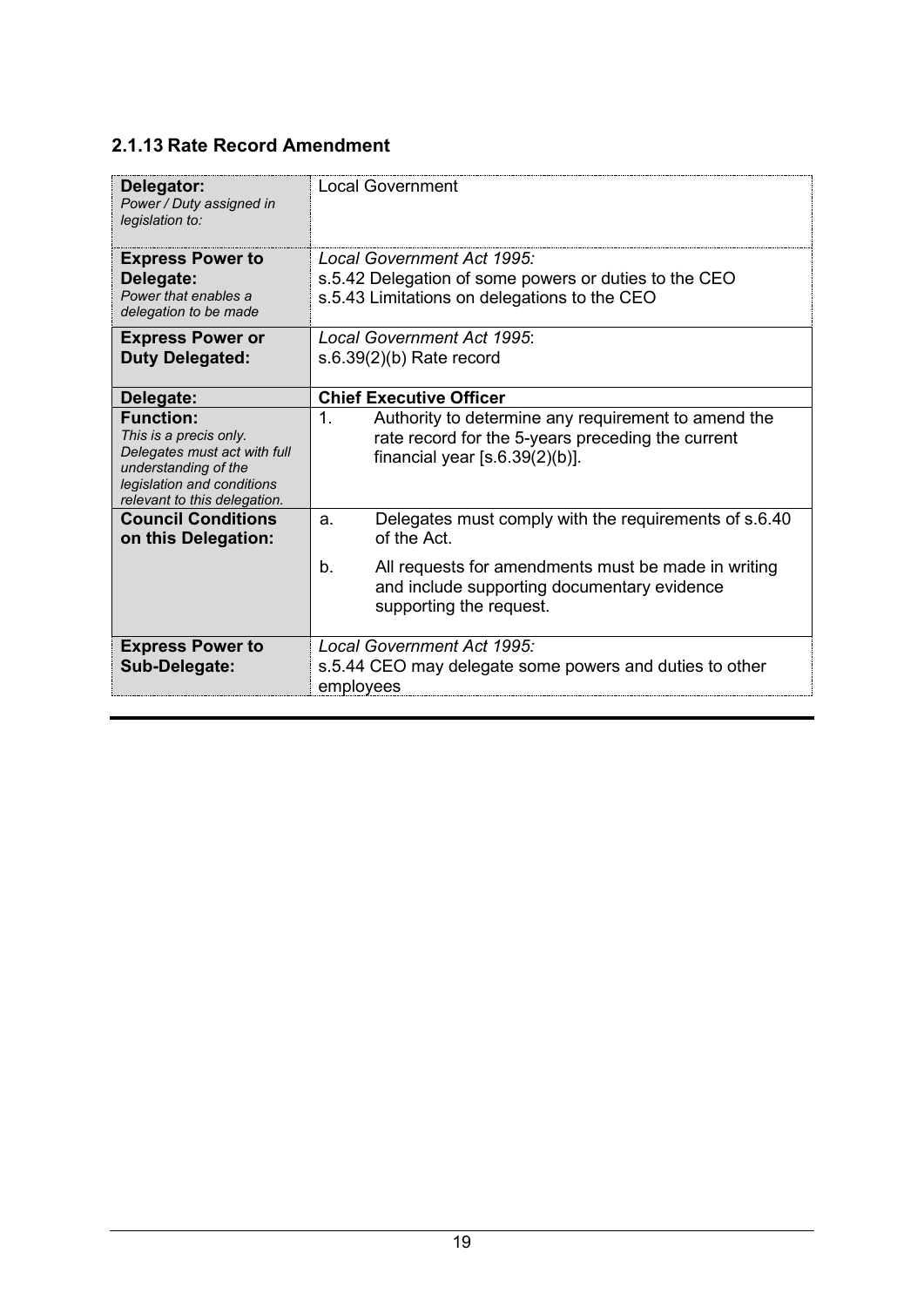### 2.1.13 Rate Record Amendment

| | |
|---|---|
| **Delegator:**<br>*Power / Duty assigned in legislation to:* | Local Government |
| **Express Power to Delegate:**<br>*Power that enables a delegation to be made* | *Local Government Act 1995:*<br>s.5.42 Delegation of some powers or duties to the CEO<br>s.5.43 Limitations on delegations to the CEO |
| **Express Power or Duty Delegated:** | *Local Government Act 1995*:<br>s.6.39(2)(b) Rate record |
| **Delegate:** | **Chief Executive Officer** |
| **Function:**<br>*This is a precis only. Delegates must act with full understanding of the legislation and conditions relevant to this delegation.* | 1. Authority to determine any requirement to amend the rate record for the 5-years preceding the current financial year [s.6.39(2)(b)]. |
| **Council Conditions on this Delegation:** | a. Delegates must comply with the requirements of s.6.40 of the Act.<br>b. All requests for amendments must be made in writing and include supporting documentary evidence supporting the request. |
| **Express Power to Sub-Delegate:** | *Local Government Act 1995:*<br>s.5.44 CEO may delegate some powers and duties to other employees |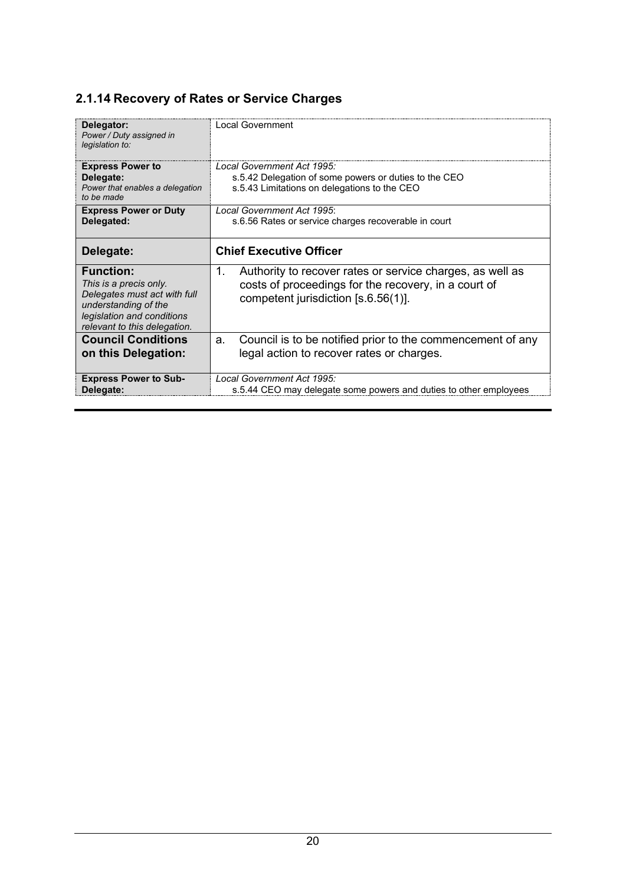## 2.1.14 Recovery of Rates or Service Charges

| | |
|---|---|
| **Delegator:** *Power / Duty assigned in legislation to:* | Local Government |
| **Express Power to Delegate:** *Power that enables a delegation to be made* | *Local Government Act 1995:* s.5.42 Delegation of some powers or duties to the CEO; s.5.43 Limitations on delegations to the CEO |
| **Express Power or Duty Delegated:** | *Local Government Act 1995*: s.6.56 Rates or service charges recoverable in court |
| **Delegate:** | **Chief Executive Officer** |
| **Function:** *This is a precis only. Delegates must act with full understanding of the legislation and conditions relevant to this delegation.* | 1. Authority to recover rates or service charges, as well as costs of proceedings for the recovery, in a court of competent jurisdiction [s.6.56(1)]. |
| **Council Conditions on this Delegation:** | a. Council is to be notified prior to the commencement of any legal action to recover rates or charges. |
| **Express Power to Sub-Delegate:** | *Local Government Act 1995:* s.5.44 CEO may delegate some powers and duties to other employees |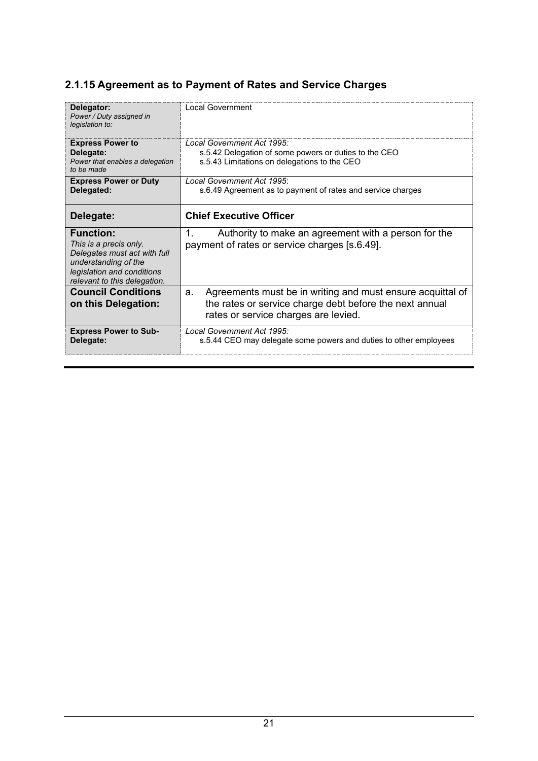### 2.1.15 Agreement as to Payment of Rates and Service Charges

| | |
|---|---|
| **Delegator:** *Power / Duty assigned in legislation to:* | Local Government |
| **Express Power to Delegate:** *Power that enables a delegation to be made* | *Local Government Act 1995:* s.5.42 Delegation of some powers or duties to the CEO<br>s.5.43 Limitations on delegations to the CEO |
| **Express Power or Duty Delegated:** | *Local Government Act 1995*: s.6.49 Agreement as to payment of rates and service charges |
| **Delegate:** | **Chief Executive Officer** |
| **Function:** *This is a precis only. Delegates must act with full understanding of the legislation and conditions relevant to this delegation.* | 1. Authority to make an agreement with a person for the payment of rates or service charges [s.6.49]. |
| **Council Conditions on this Delegation:** | a. Agreements must be in writing and must ensure acquittal of the rates or service charge debt before the next annual rates or service charges are levied. |
| **Express Power to Sub-Delegate:** | *Local Government Act 1995:* s.5.44 CEO may delegate some powers and duties to other employees |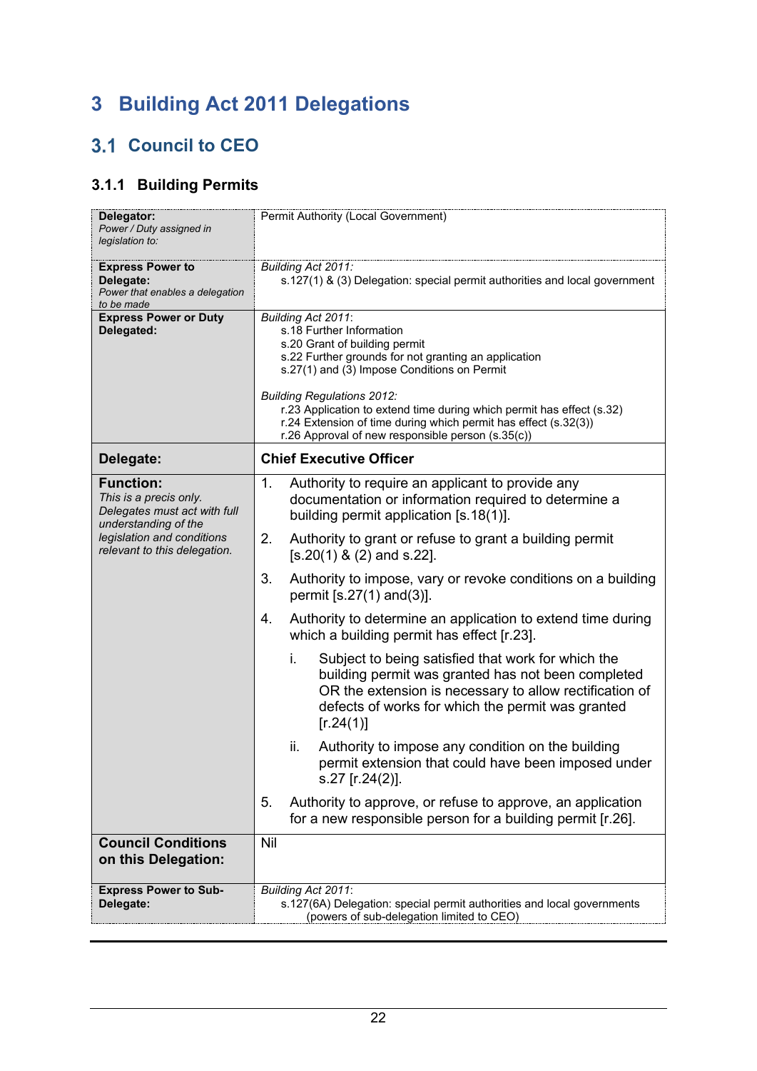# 3 Building Act 2011 Delegations

## 3.1 Council to CEO

### 3.1.1 Building Permits

| | |
|---|---|
| **Delegator:** *Power / Duty assigned in legislation to:* | Permit Authority (Local Government) |
| **Express Power to Delegate:** *Power that enables a delegation to be made* | *Building Act 2011:* s.127(1) & (3) Delegation: special permit authorities and local government |
| **Express Power or Duty Delegated:** | *Building Act 2011*: s.18 Further Information; s.20 Grant of building permit; s.22 Further grounds for not granting an application; s.27(1) and (3) Impose Conditions on Permit<br><br>*Building Regulations 2012:* r.23 Application to extend time during which permit has effect (s.32); r.24 Extension of time during which permit has effect (s.32(3)); r.26 Approval of new responsible person (s.35(c)) |
| **Delegate:** | **Chief Executive Officer** |
| **Function:** *This is a precis only. Delegates must act with full understanding of the legislation and conditions relevant to this delegation.* | 1. Authority to require an applicant to provide any documentation or information required to determine a building permit application [s.18(1)].<br>2. Authority to grant or refuse to grant a building permit [s.20(1) & (2) and s.22].<br>3. Authority to impose, vary or revoke conditions on a building permit [s.27(1) and(3)].<br>4. Authority to determine an application to extend time during which a building permit has effect [r.23].<br>&nbsp;&nbsp;&nbsp;&nbsp;i. Subject to being satisfied that work for which the building permit was granted has not been completed OR the extension is necessary to allow rectification of defects of works for which the permit was granted [r.24(1)]<br>&nbsp;&nbsp;&nbsp;&nbsp;ii. Authority to impose any condition on the building permit extension that could have been imposed under s.27 [r.24(2)].<br>5. Authority to approve, or refuse to approve, an application for a new responsible person for a building permit [r.26]. |
| **Council Conditions on this Delegation:** | Nil |
| **Express Power to Sub-Delegate:** | *Building Act 2011*: s.127(6A) Delegation: special permit authorities and local governments (powers of sub-delegation limited to CEO) |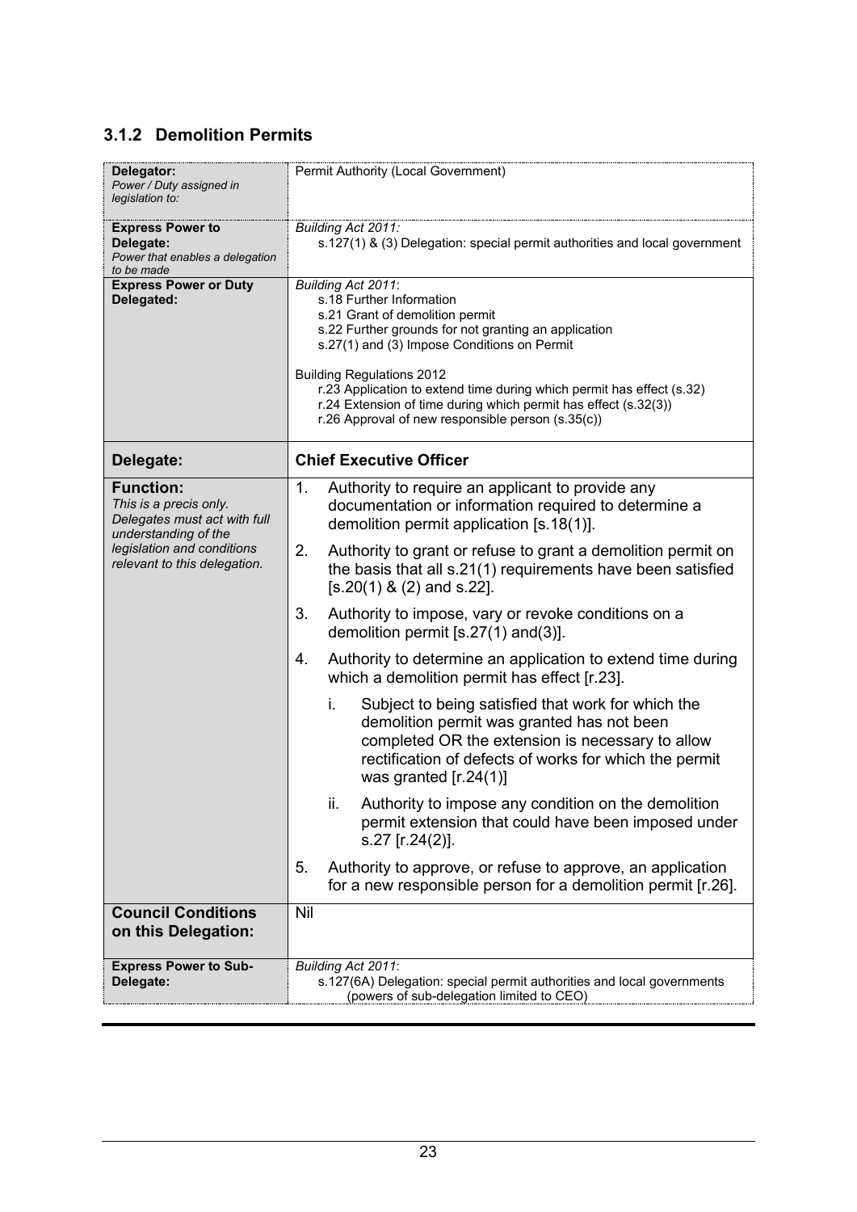### 3.1.2 Demolition Permits

| | |
|---|---|
| **Delegator:** *Power / Duty assigned in legislation to:* | Permit Authority (Local Government) |
| **Express Power to Delegate:** *Power that enables a delegation to be made* | *Building Act 2011:* s.127(1) & (3) Delegation: special permit authorities and local government |
| **Express Power or Duty Delegated:** | *Building Act 2011*: s.18 Further Information<br>s.21 Grant of demolition permit<br>s.22 Further grounds for not granting an application<br>s.27(1) and (3) Impose Conditions on Permit<br><br>Building Regulations 2012<br>r.23 Application to extend time during which permit has effect (s.32)<br>r.24 Extension of time during which permit has effect (s.32(3))<br>r.26 Approval of new responsible person (s.35(c)) |
| **Delegate:** | **Chief Executive Officer** |
| **Function:** *This is a precis only. Delegates must act with full understanding of the legislation and conditions relevant to this delegation.* | 1. Authority to require an applicant to provide any documentation or information required to determine a demolition permit application [s.18(1)].<br>2. Authority to grant or refuse to grant a demolition permit on the basis that all s.21(1) requirements have been satisfied [s.20(1) & (2) and s.22].<br>3. Authority to impose, vary or revoke conditions on a demolition permit [s.27(1) and(3)].<br>4. Authority to determine an application to extend time during which a demolition permit has effect [r.23].<br>i. Subject to being satisfied that work for which the demolition permit was granted has not been completed OR the extension is necessary to allow rectification of defects of works for which the permit was granted [r.24(1)]<br>ii. Authority to impose any condition on the demolition permit extension that could have been imposed under s.27 [r.24(2)].<br>5. Authority to approve, or refuse to approve, an application for a new responsible person for a demolition permit [r.26]. |
| **Council Conditions on this Delegation:** | Nil |
| **Express Power to Sub-Delegate:** | *Building Act 2011*: s.127(6A) Delegation: special permit authorities and local governments (powers of sub-delegation limited to CEO) |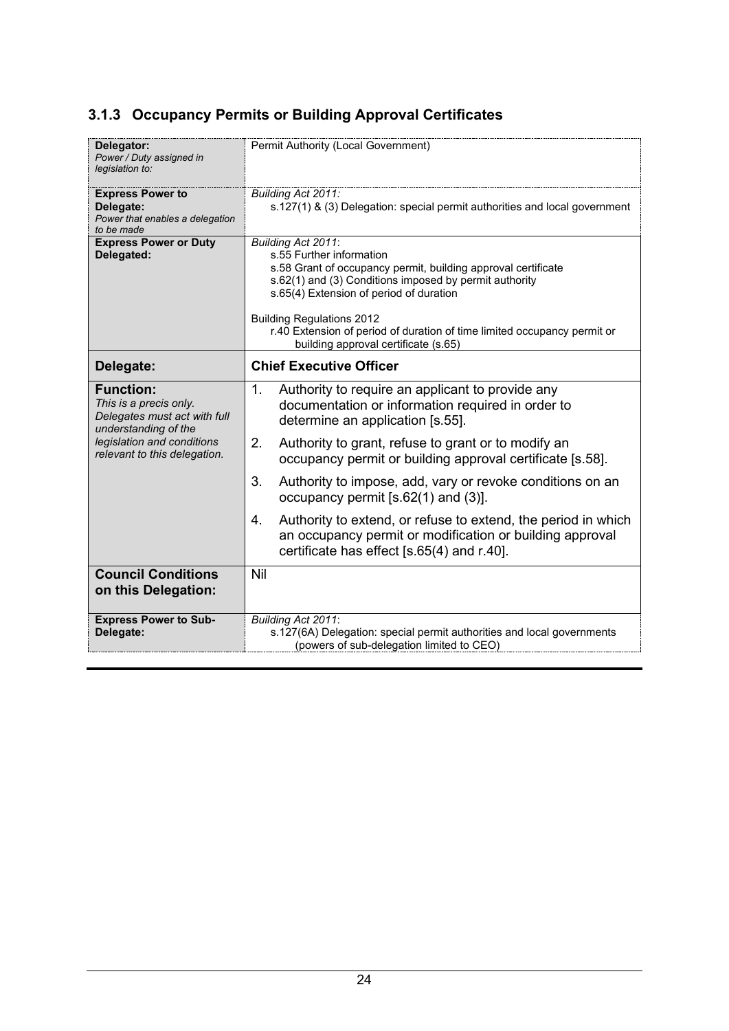### 3.1.3 Occupancy Permits or Building Approval Certificates

| **Delegator:** *Power / Duty assigned in legislation to:* | Permit Authority (Local Government) |
|---|---|
| **Express Power to Delegate:** *Power that enables a delegation to be made* | *Building Act 2011:*<br>s.127(1) & (3) Delegation: special permit authorities and local government |
| **Express Power or Duty Delegated:** | *Building Act 2011*:<br>s.55 Further information<br>s.58 Grant of occupancy permit, building approval certificate<br>s.62(1) and (3) Conditions imposed by permit authority<br>s.65(4) Extension of period of duration<br><br>Building Regulations 2012<br>r.40 Extension of period of duration of time limited occupancy permit or building approval certificate (s.65) |
| **Delegate:** | **Chief Executive Officer** |
| **Function:** *This is a precis only. Delegates must act with full understanding of the legislation and conditions relevant to this delegation.* | 1. Authority to require an applicant to provide any documentation or information required in order to determine an application [s.55].<br>2. Authority to grant, refuse to grant or to modify an occupancy permit or building approval certificate [s.58].<br>3. Authority to impose, add, vary or revoke conditions on an occupancy permit [s.62(1) and (3)].<br>4. Authority to extend, or refuse to extend, the period in which an occupancy permit or modification or building approval certificate has effect [s.65(4) and r.40]. |
| **Council Conditions on this Delegation:** | Nil |
| **Express Power to Sub-Delegate:** | *Building Act 2011*:<br>s.127(6A) Delegation: special permit authorities and local governments (powers of sub-delegation limited to CEO) |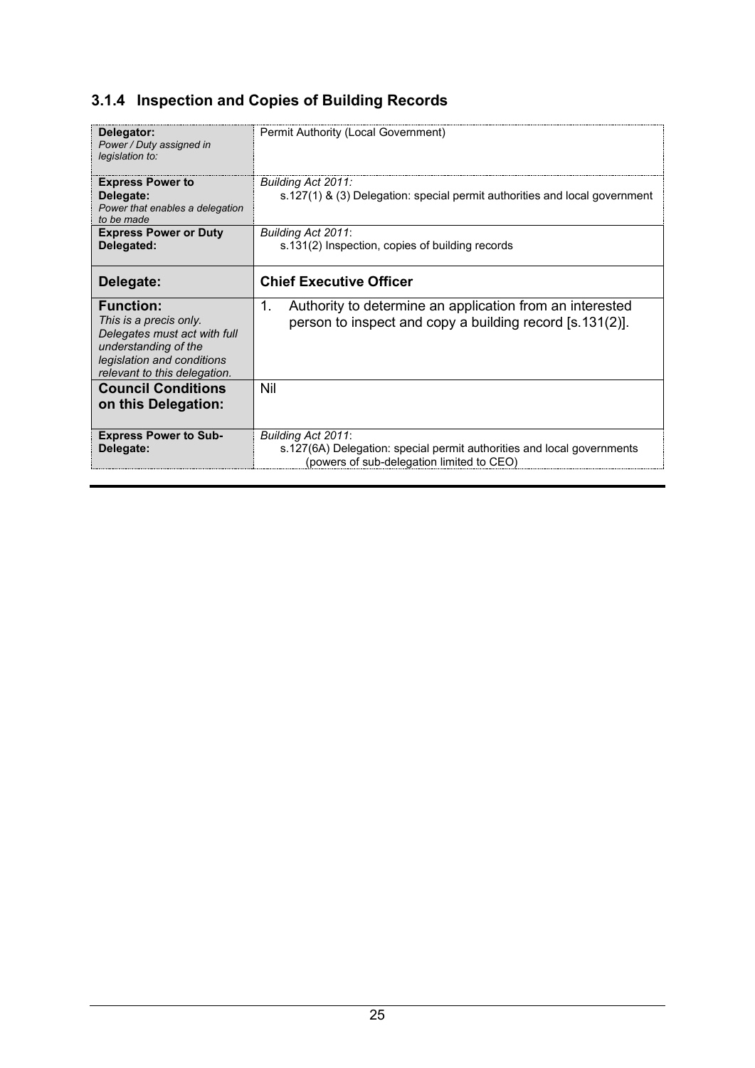### 3.1.4 Inspection and Copies of Building Records

| | |
|---|---|
| **Delegator:** *Power / Duty assigned in legislation to:* | Permit Authority (Local Government) |
| **Express Power to Delegate:** *Power that enables a delegation to be made* | *Building Act 2011:* s.127(1) & (3) Delegation: special permit authorities and local government |
| **Express Power or Duty Delegated:** | *Building Act 2011*: s.131(2) Inspection, copies of building records |
| **Delegate:** | **Chief Executive Officer** |
| **Function:** *This is a precis only. Delegates must act with full understanding of the legislation and conditions relevant to this delegation.* | 1. Authority to determine an application from an interested person to inspect and copy a building record [s.131(2)]. |
| **Council Conditions on this Delegation:** | Nil |
| **Express Power to Sub-Delegate:** | *Building Act 2011*: s.127(6A) Delegation: special permit authorities and local governments (powers of sub-delegation limited to CEO) |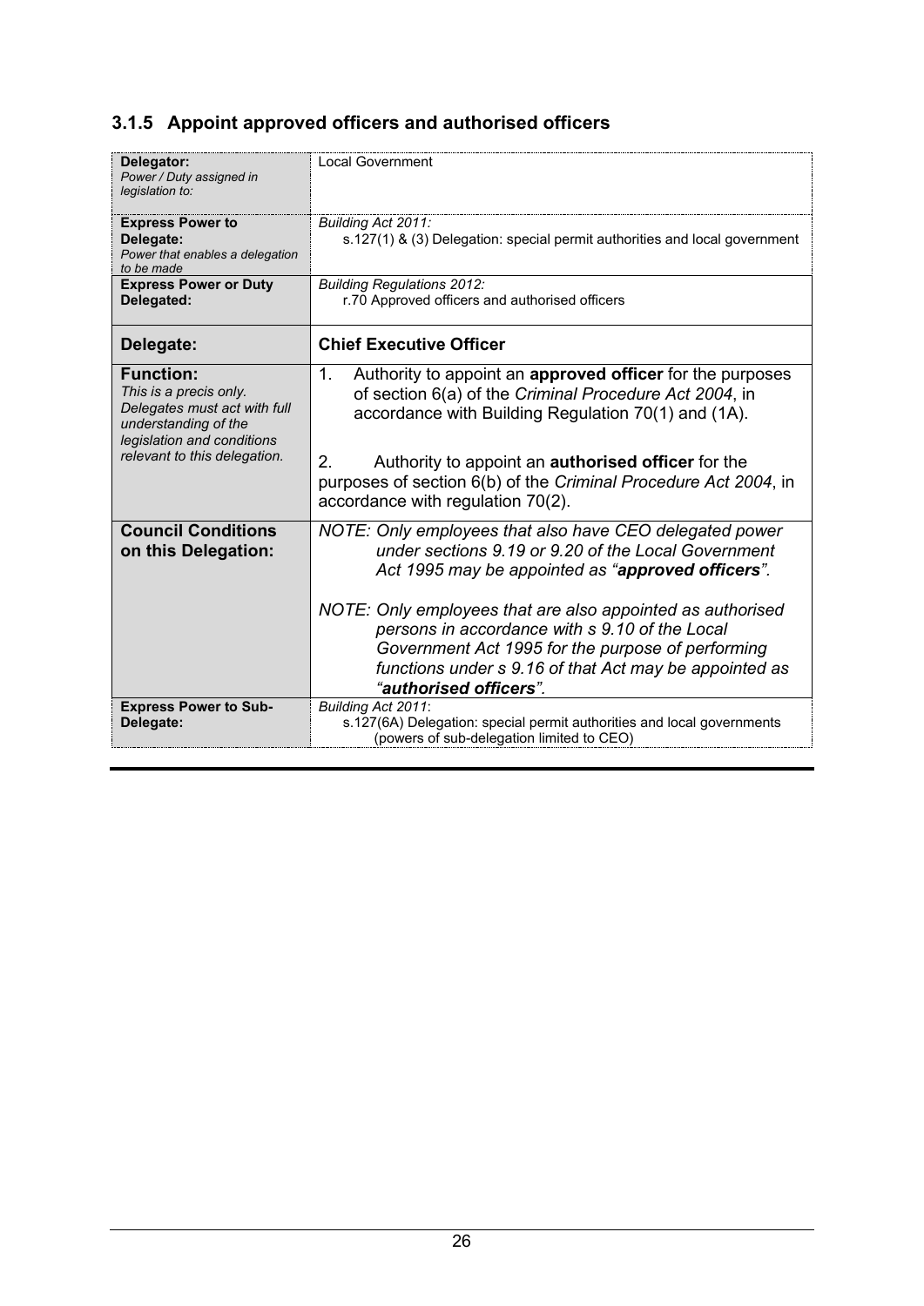### 3.1.5 Appoint approved officers and authorised officers

| | |
|---|---|
| **Delegator:** *Power / Duty assigned in legislation to:* | Local Government |
| **Express Power to Delegate:** *Power that enables a delegation to be made* | *Building Act 2011:* s.127(1) & (3) Delegation: special permit authorities and local government |
| **Express Power or Duty Delegated:** | *Building Regulations 2012:* r.70 Approved officers and authorised officers |
| **Delegate:** | **Chief Executive Officer** |
| **Function:** *This is a precis only. Delegates must act with full understanding of the legislation and conditions relevant to this delegation.* | 1. Authority to appoint an **approved officer** for the purposes of section 6(a) of the *Criminal Procedure Act 2004*, in accordance with Building Regulation 70(1) and (1A).<br><br>2. Authority to appoint an **authorised officer** for the purposes of section 6(b) of the *Criminal Procedure Act 2004*, in accordance with regulation 70(2). |
| **Council Conditions on this Delegation:** | *NOTE: Only employees that also have CEO delegated power under sections 9.19 or 9.20 of the Local Government Act 1995 may be appointed as "**approved officers**".*<br><br>*NOTE: Only employees that are also appointed as authorised persons in accordance with s 9.10 of the Local Government Act 1995 for the purpose of performing functions under s 9.16 of that Act may be appointed as "**authorised officers**".* |
| **Express Power to Sub-Delegate:** | *Building Act 2011*: s.127(6A) Delegation: special permit authorities and local governments (powers of sub-delegation limited to CEO) |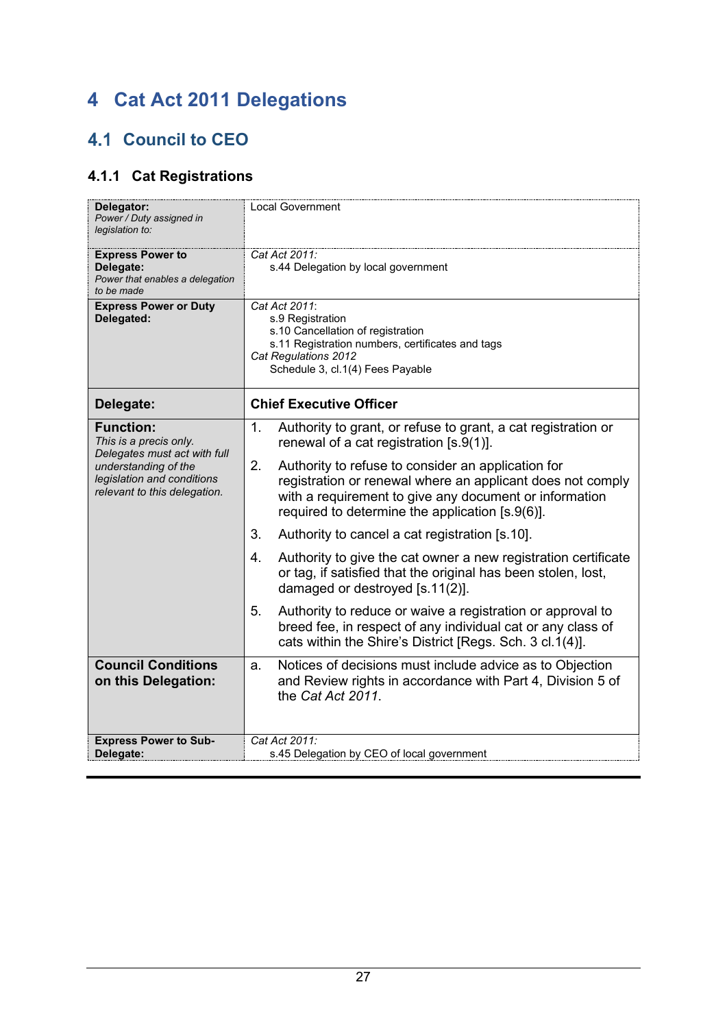# 4 Cat Act 2011 Delegations

## 4.1 Council to CEO

### 4.1.1 Cat Registrations

| | |
|---|---|
| **Delegator:** *Power / Duty assigned in legislation to:* | Local Government |
| **Express Power to Delegate:** *Power that enables a delegation to be made* | *Cat Act 2011:* s.44 Delegation by local government |
| **Express Power or Duty Delegated:** | *Cat Act 2011:* s.9 Registration; s.10 Cancellation of registration; s.11 Registration numbers, certificates and tags; *Cat Regulations 2012* Schedule 3, cl.1(4) Fees Payable |
| **Delegate:** | **Chief Executive Officer** |
| **Function:** *This is a precis only. Delegates must act with full understanding of the legislation and conditions relevant to this delegation.* | 1. Authority to grant, or refuse to grant, a cat registration or renewal of a cat registration [s.9(1)].<br>2. Authority to refuse to consider an application for registration or renewal where an applicant does not comply with a requirement to give any document or information required to determine the application [s.9(6)].<br>3. Authority to cancel a cat registration [s.10].<br>4. Authority to give the cat owner a new registration certificate or tag, if satisfied that the original has been stolen, lost, damaged or destroyed [s.11(2)].<br>5. Authority to reduce or waive a registration or approval to breed fee, in respect of any individual cat or any class of cats within the Shire's District [Regs. Sch. 3 cl.1(4)]. |
| **Council Conditions on this Delegation:** | a. Notices of decisions must include advice as to Objection and Review rights in accordance with Part 4, Division 5 of the *Cat Act 2011*. |
| **Express Power to Sub-Delegate:** | *Cat Act 2011:* s.45 Delegation by CEO of local government |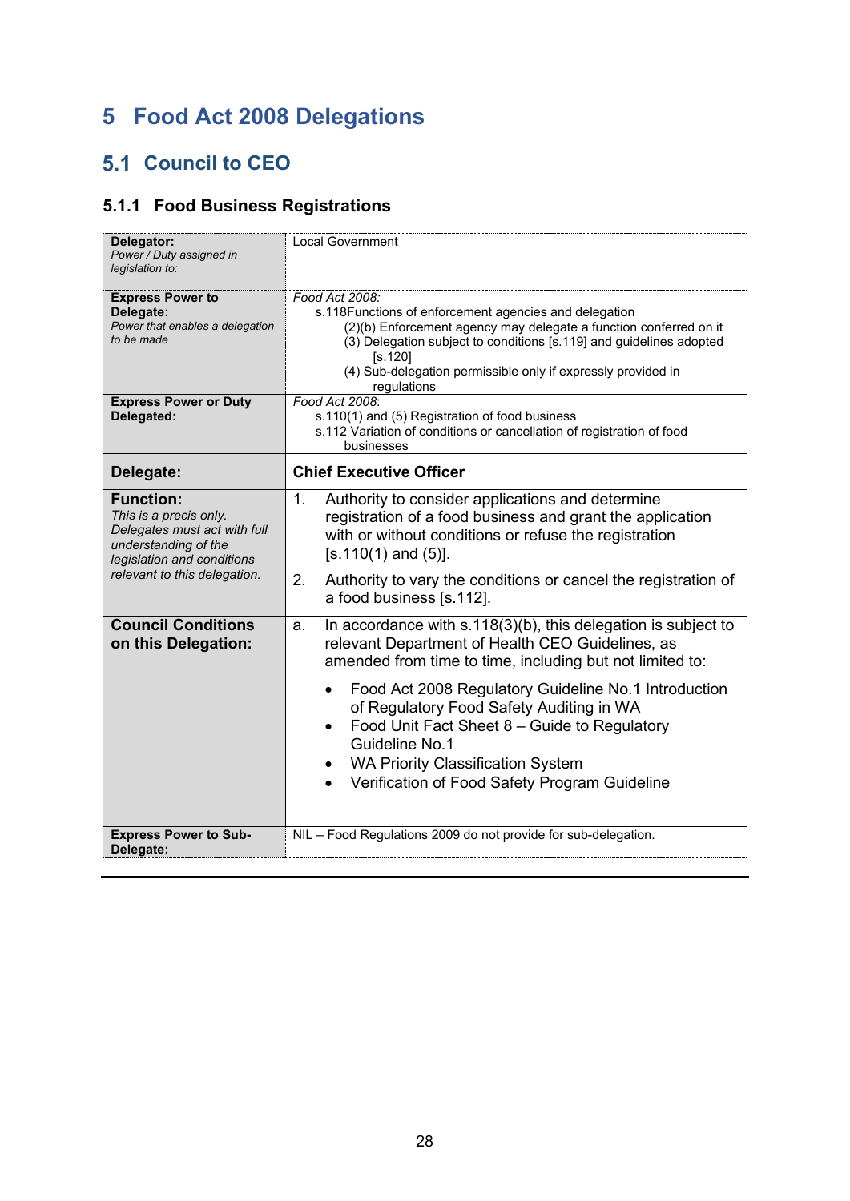// Page 28
# 5 Food Act 2008 Delegations

## 5.1 Council to CEO

### 5.1.1 Food Business Registrations

| | |
|---|---|
| **Delegator:**<br>*Power / Duty assigned in legislation to:* | Local Government |
| **Express Power to Delegate:**<br>*Power that enables a delegation to be made* | *Food Act 2008:*<br>s.118Functions of enforcement agencies and delegation<br>(2)(b) Enforcement agency may delegate a function conferred on it<br>(3) Delegation subject to conditions [s.119] and guidelines adopted [s.120]<br>(4) Sub-delegation permissible only if expressly provided in regulations |
| **Express Power or Duty Delegated:** | *Food Act 2008*:<br>s.110(1) and (5) Registration of food business<br>s.112 Variation of conditions or cancellation of registration of food businesses |
| **Delegate:** | **Chief Executive Officer** |
| **Function:**<br>*This is a precis only. Delegates must act with full understanding of the legislation and conditions relevant to this delegation.* | 1. Authority to consider applications and determine registration of a food business and grant the application with or without conditions or refuse the registration [s.110(1) and (5)].<br>2. Authority to vary the conditions or cancel the registration of a food business [s.112]. |
| **Council Conditions on this Delegation:** | a. In accordance with s.118(3)(b), this delegation is subject to relevant Department of Health CEO Guidelines, as amended from time to time, including but not limited to:<br>• Food Act 2008 Regulatory Guideline No.1 Introduction of Regulatory Food Safety Auditing in WA<br>• Food Unit Fact Sheet 8 – Guide to Regulatory Guideline No.1<br>• WA Priority Classification System<br>• Verification of Food Safety Program Guideline |
| **Express Power to Sub-Delegate:** | NIL – Food Regulations 2009 do not provide for sub-delegation. |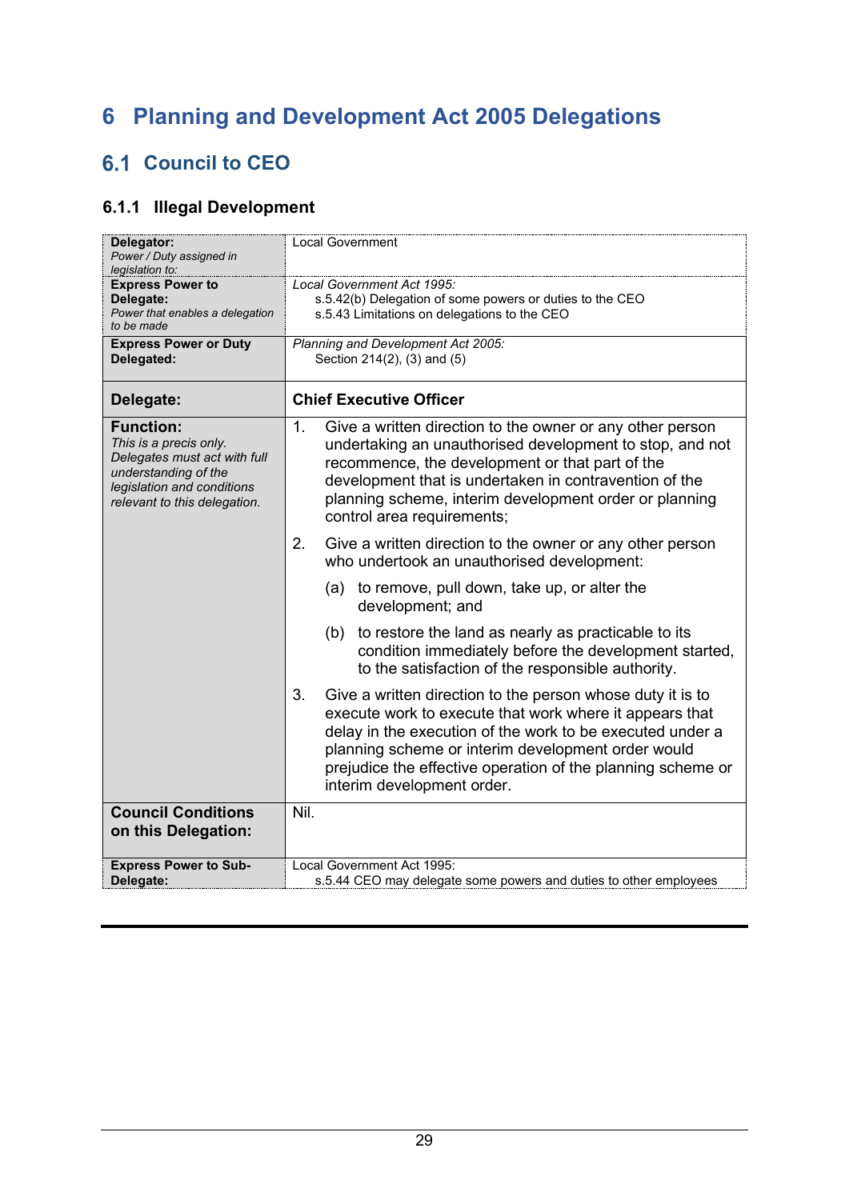# 6 Planning and Development Act 2005 Delegations

## 6.1 Council to CEO

### 6.1.1 Illegal Development

| | |
|---|---|
| **Delegator:**<br>*Power / Duty assigned in legislation to:* | Local Government |
| **Express Power to Delegate:**<br>*Power that enables a delegation to be made* | *Local Government Act 1995:*<br>s.5.42(b) Delegation of some powers or duties to the CEO<br>s.5.43 Limitations on delegations to the CEO |
| **Express Power or Duty Delegated:** | *Planning and Development Act 2005:*<br>Section 214(2), (3) and (5) |
| **Delegate:** | **Chief Executive Officer** |
| **Function:**<br>*This is a precis only. Delegates must act with full understanding of the legislation and conditions relevant to this delegation.* | 1. Give a written direction to the owner or any other person undertaking an unauthorised development to stop, and not recommence, the development or that part of the development that is undertaken in contravention of the planning scheme, interim development order or planning control area requirements;<br>2. Give a written direction to the owner or any other person who undertook an unauthorised development:<br>(a) to remove, pull down, take up, or alter the development; and<br>(b) to restore the land as nearly as practicable to its condition immediately before the development started, to the satisfaction of the responsible authority.<br>3. Give a written direction to the person whose duty it is to execute work to execute that work where it appears that delay in the execution of the work to be executed under a planning scheme or interim development order would prejudice the effective operation of the planning scheme or interim development order. |
| **Council Conditions on this Delegation:** | Nil. |
| **Express Power to Sub-Delegate:** | Local Government Act 1995:<br>s.5.44 CEO may delegate some powers and duties to other employees |